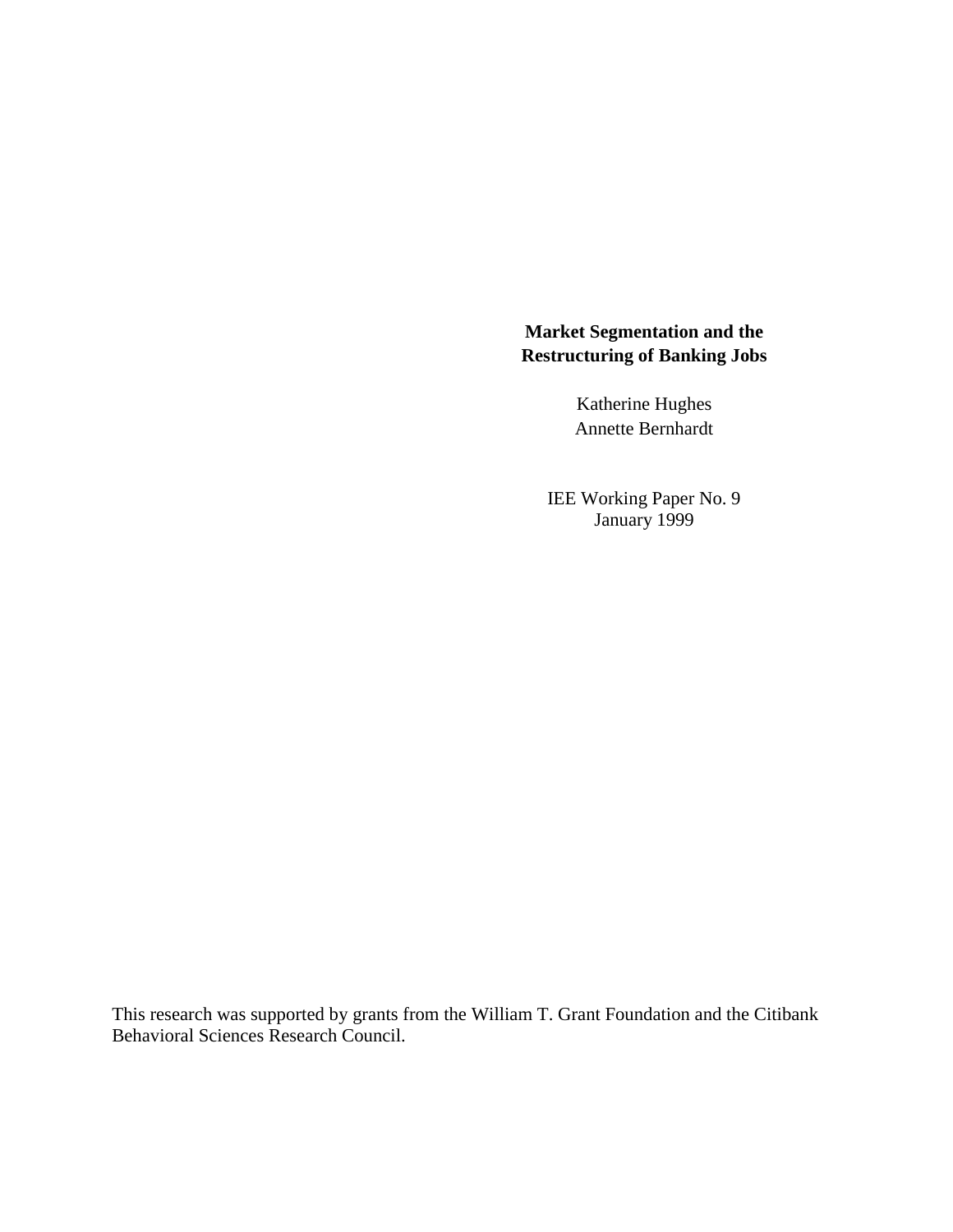**Market Segmentation and the Restructuring of Banking Jobs**

Katherine Hughes
Annette Bernhardt

IEE Working Paper No. 9
January 1999

This research was supported by grants from the William T. Grant Foundation and the Citibank Behavioral Sciences Research Council.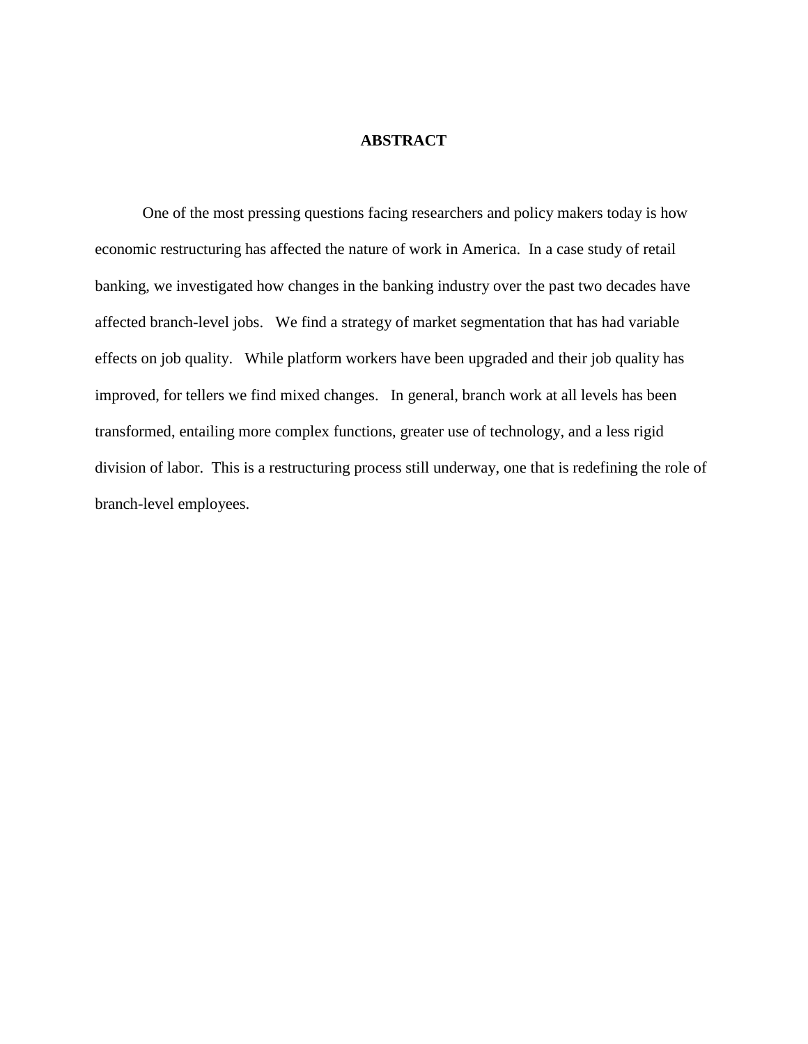# ABSTRACT

One of the most pressing questions facing researchers and policy makers today is how economic restructuring has affected the nature of work in America. In a case study of retail banking, we investigated how changes in the banking industry over the past two decades have affected branch-level jobs. We find a strategy of market segmentation that has had variable effects on job quality. While platform workers have been upgraded and their job quality has improved, for tellers we find mixed changes. In general, branch work at all levels has been transformed, entailing more complex functions, greater use of technology, and a less rigid division of labor. This is a restructuring process still underway, one that is redefining the role of branch-level employees.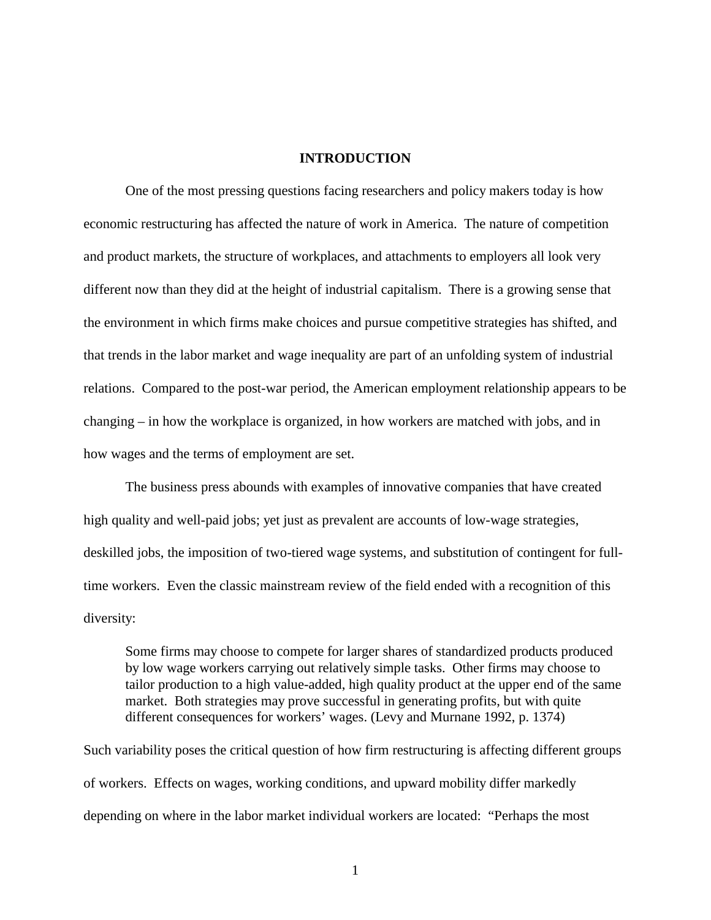# INTRODUCTION

One of the most pressing questions facing researchers and policy makers today is how economic restructuring has affected the nature of work in America. The nature of competition and product markets, the structure of workplaces, and attachments to employers all look very different now than they did at the height of industrial capitalism. There is a growing sense that the environment in which firms make choices and pursue competitive strategies has shifted, and that trends in the labor market and wage inequality are part of an unfolding system of industrial relations. Compared to the post-war period, the American employment relationship appears to be changing – in how the workplace is organized, in how workers are matched with jobs, and in how wages and the terms of employment are set.

The business press abounds with examples of innovative companies that have created high quality and well-paid jobs; yet just as prevalent are accounts of low-wage strategies, deskilled jobs, the imposition of two-tiered wage systems, and substitution of contingent for full-time workers. Even the classic mainstream review of the field ended with a recognition of this diversity:

> Some firms may choose to compete for larger shares of standardized products produced by low wage workers carrying out relatively simple tasks. Other firms may choose to tailor production to a high value-added, high quality product at the upper end of the same market. Both strategies may prove successful in generating profits, but with quite different consequences for workers' wages. (Levy and Murnane 1992, p. 1374)

Such variability poses the critical question of how firm restructuring is affecting different groups of workers. Effects on wages, working conditions, and upward mobility differ markedly depending on where in the labor market individual workers are located: "Perhaps the most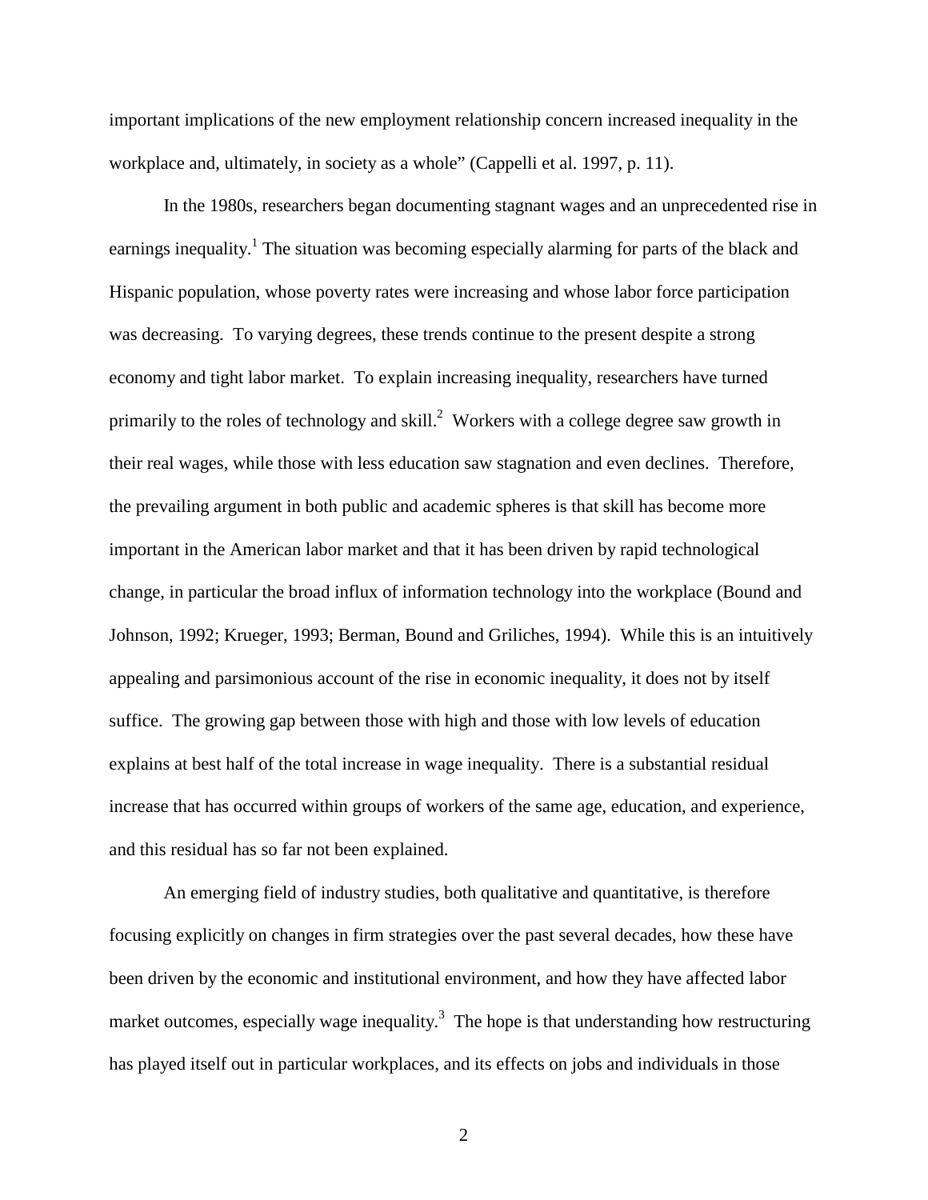important implications of the new employment relationship concern increased inequality in the workplace and, ultimately, in society as a whole" (Cappelli et al. 1997, p. 11).

In the 1980s, researchers began documenting stagnant wages and an unprecedented rise in earnings inequality.[1] The situation was becoming especially alarming for parts of the black and Hispanic population, whose poverty rates were increasing and whose labor force participation was decreasing. To varying degrees, these trends continue to the present despite a strong economy and tight labor market. To explain increasing inequality, researchers have turned primarily to the roles of technology and skill.[2] Workers with a college degree saw growth in their real wages, while those with less education saw stagnation and even declines. Therefore, the prevailing argument in both public and academic spheres is that skill has become more important in the American labor market and that it has been driven by rapid technological change, in particular the broad influx of information technology into the workplace (Bound and Johnson, 1992; Krueger, 1993; Berman, Bound and Griliches, 1994). While this is an intuitively appealing and parsimonious account of the rise in economic inequality, it does not by itself suffice. The growing gap between those with high and those with low levels of education explains at best half of the total increase in wage inequality. There is a substantial residual increase that has occurred within groups of workers of the same age, education, and experience, and this residual has so far not been explained.

An emerging field of industry studies, both qualitative and quantitative, is therefore focusing explicitly on changes in firm strategies over the past several decades, how these have been driven by the economic and institutional environment, and how they have affected labor market outcomes, especially wage inequality.[3] The hope is that understanding how restructuring has played itself out in particular workplaces, and its effects on jobs and individuals in those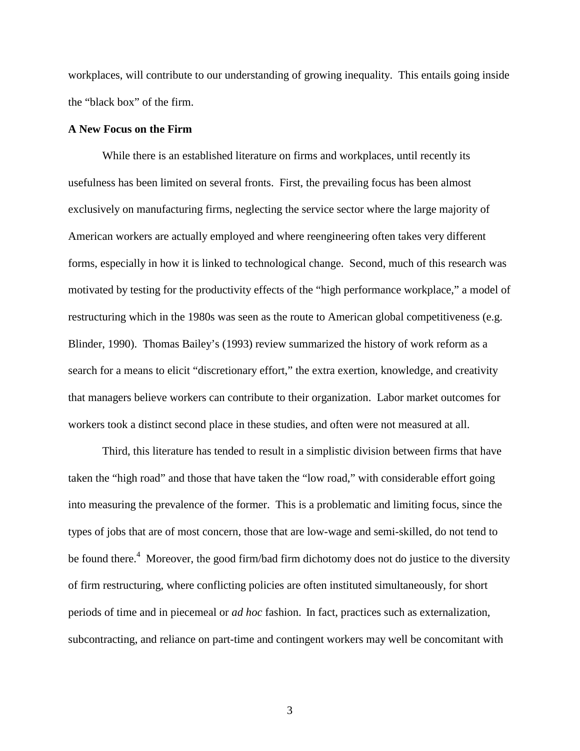workplaces, will contribute to our understanding of growing inequality. This entails going inside the "black box" of the firm.

**A New Focus on the Firm**

While there is an established literature on firms and workplaces, until recently its usefulness has been limited on several fronts. First, the prevailing focus has been almost exclusively on manufacturing firms, neglecting the service sector where the large majority of American workers are actually employed and where reengineering often takes very different forms, especially in how it is linked to technological change. Second, much of this research was motivated by testing for the productivity effects of the "high performance workplace," a model of restructuring which in the 1980s was seen as the route to American global competitiveness (e.g. Blinder, 1990). Thomas Bailey's (1993) review summarized the history of work reform as a search for a means to elicit "discretionary effort," the extra exertion, knowledge, and creativity that managers believe workers can contribute to their organization. Labor market outcomes for workers took a distinct second place in these studies, and often were not measured at all.

Third, this literature has tended to result in a simplistic division between firms that have taken the "high road" and those that have taken the "low road," with considerable effort going into measuring the prevalence of the former. This is a problematic and limiting focus, since the types of jobs that are of most concern, those that are low-wage and semi-skilled, do not tend to be found there.[4] Moreover, the good firm/bad firm dichotomy does not do justice to the diversity of firm restructuring, where conflicting policies are often instituted simultaneously, for short periods of time and in piecemeal or *ad hoc* fashion. In fact, practices such as externalization, subcontracting, and reliance on part-time and contingent workers may well be concomitant with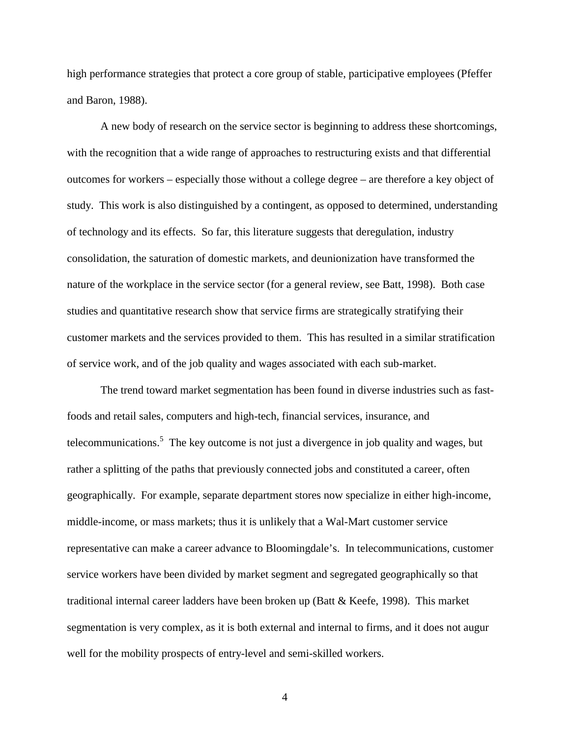high performance strategies that protect a core group of stable, participative employees (Pfeffer and Baron, 1988).

A new body of research on the service sector is beginning to address these shortcomings, with the recognition that a wide range of approaches to restructuring exists and that differential outcomes for workers – especially those without a college degree – are therefore a key object of study. This work is also distinguished by a contingent, as opposed to determined, understanding of technology and its effects. So far, this literature suggests that deregulation, industry consolidation, the saturation of domestic markets, and deunionization have transformed the nature of the workplace in the service sector (for a general review, see Batt, 1998). Both case studies and quantitative research show that service firms are strategically stratifying their customer markets and the services provided to them. This has resulted in a similar stratification of service work, and of the job quality and wages associated with each sub-market.

The trend toward market segmentation has been found in diverse industries such as fast-foods and retail sales, computers and high-tech, financial services, insurance, and telecommunications.[5] The key outcome is not just a divergence in job quality and wages, but rather a splitting of the paths that previously connected jobs and constituted a career, often geographically. For example, separate department stores now specialize in either high-income, middle-income, or mass markets; thus it is unlikely that a Wal-Mart customer service representative can make a career advance to Bloomingdale's. In telecommunications, customer service workers have been divided by market segment and segregated geographically so that traditional internal career ladders have been broken up (Batt & Keefe, 1998). This market segmentation is very complex, as it is both external and internal to firms, and it does not augur well for the mobility prospects of entry-level and semi-skilled workers.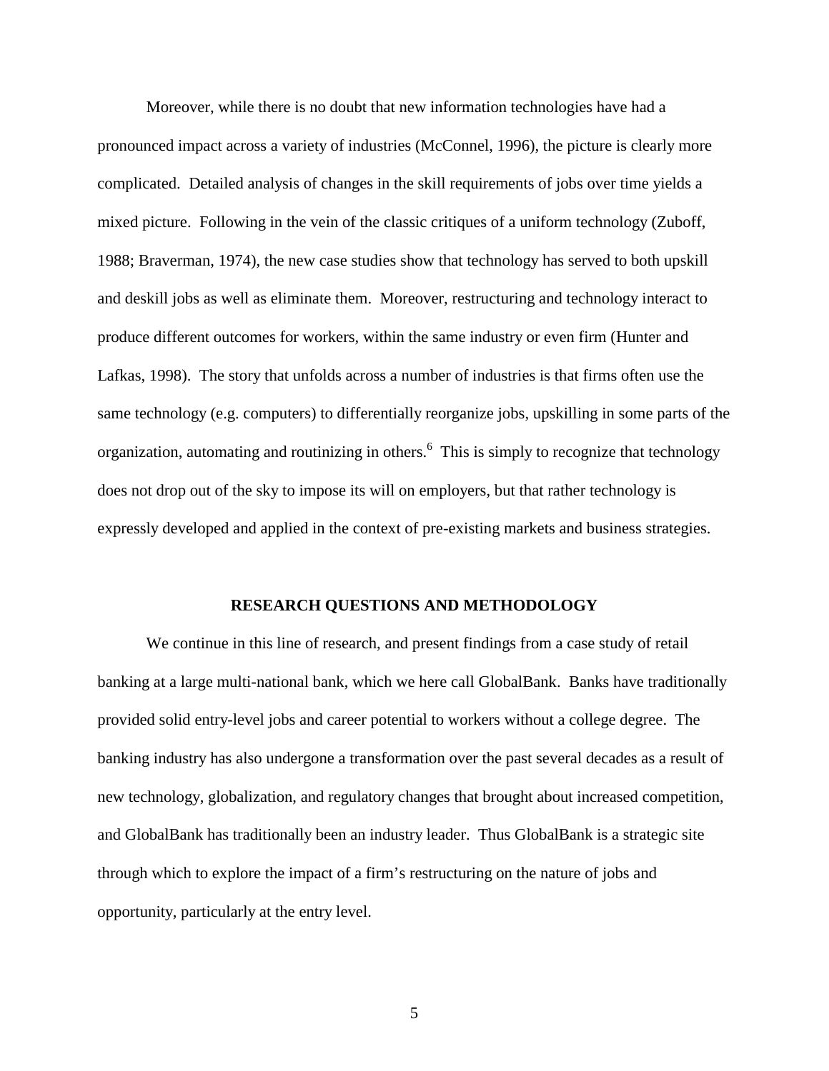Moreover, while there is no doubt that new information technologies have had a pronounced impact across a variety of industries (McConnel, 1996), the picture is clearly more complicated. Detailed analysis of changes in the skill requirements of jobs over time yields a mixed picture. Following in the vein of the classic critiques of a uniform technology (Zuboff, 1988; Braverman, 1974), the new case studies show that technology has served to both upskill and deskill jobs as well as eliminate them. Moreover, restructuring and technology interact to produce different outcomes for workers, within the same industry or even firm (Hunter and Lafkas, 1998). The story that unfolds across a number of industries is that firms often use the same technology (e.g. computers) to differentially reorganize jobs, upskilling in some parts of the organization, automating and routinizing in others.[6] This is simply to recognize that technology does not drop out of the sky to impose its will on employers, but that rather technology is expressly developed and applied in the context of pre-existing markets and business strategies.

## RESEARCH QUESTIONS AND METHODOLOGY

We continue in this line of research, and present findings from a case study of retail banking at a large multi-national bank, which we here call GlobalBank. Banks have traditionally provided solid entry-level jobs and career potential to workers without a college degree. The banking industry has also undergone a transformation over the past several decades as a result of new technology, globalization, and regulatory changes that brought about increased competition, and GlobalBank has traditionally been an industry leader. Thus GlobalBank is a strategic site through which to explore the impact of a firm's restructuring on the nature of jobs and opportunity, particularly at the entry level.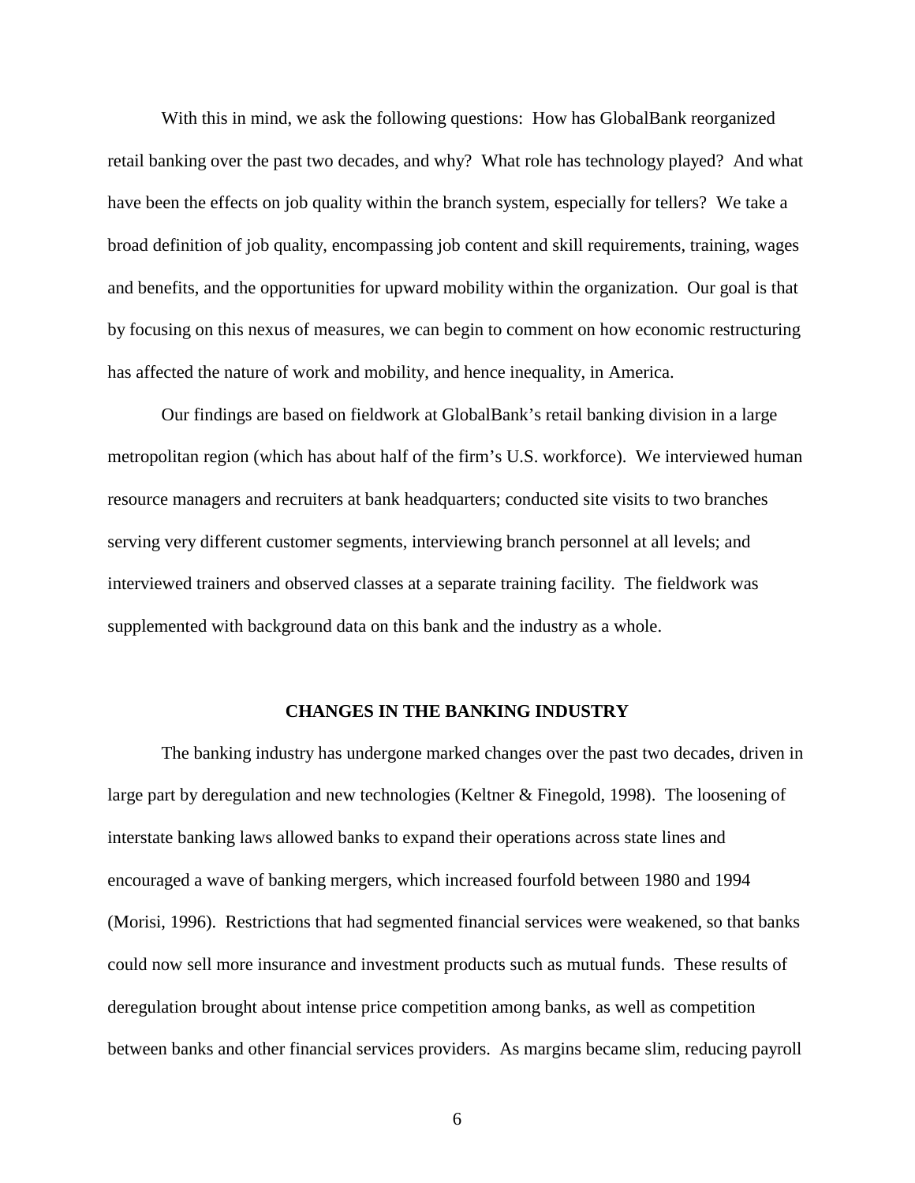With this in mind, we ask the following questions: How has GlobalBank reorganized retail banking over the past two decades, and why? What role has technology played? And what have been the effects on job quality within the branch system, especially for tellers? We take a broad definition of job quality, encompassing job content and skill requirements, training, wages and benefits, and the opportunities for upward mobility within the organization. Our goal is that by focusing on this nexus of measures, we can begin to comment on how economic restructuring has affected the nature of work and mobility, and hence inequality, in America.

Our findings are based on fieldwork at GlobalBank's retail banking division in a large metropolitan region (which has about half of the firm's U.S. workforce). We interviewed human resource managers and recruiters at bank headquarters; conducted site visits to two branches serving very different customer segments, interviewing branch personnel at all levels; and interviewed trainers and observed classes at a separate training facility. The fieldwork was supplemented with background data on this bank and the industry as a whole.

## CHANGES IN THE BANKING INDUSTRY

The banking industry has undergone marked changes over the past two decades, driven in large part by deregulation and new technologies (Keltner & Finegold, 1998). The loosening of interstate banking laws allowed banks to expand their operations across state lines and encouraged a wave of banking mergers, which increased fourfold between 1980 and 1994 (Morisi, 1996). Restrictions that had segmented financial services were weakened, so that banks could now sell more insurance and investment products such as mutual funds. These results of deregulation brought about intense price competition among banks, as well as competition between banks and other financial services providers. As margins became slim, reducing payroll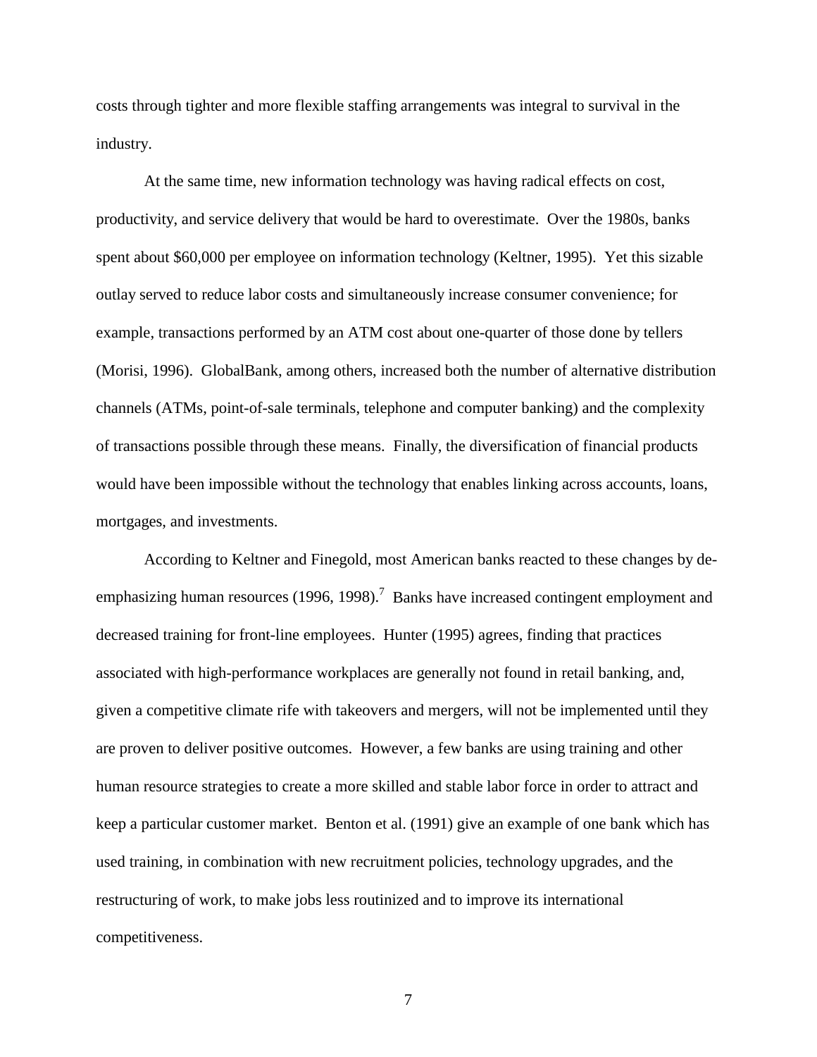costs through tighter and more flexible staffing arrangements was integral to survival in the industry.

At the same time, new information technology was having radical effects on cost, productivity, and service delivery that would be hard to overestimate. Over the 1980s, banks spent about $60,000 per employee on information technology (Keltner, 1995). Yet this sizable outlay served to reduce labor costs and simultaneously increase consumer convenience; for example, transactions performed by an ATM cost about one-quarter of those done by tellers (Morisi, 1996). GlobalBank, among others, increased both the number of alternative distribution channels (ATMs, point-of-sale terminals, telephone and computer banking) and the complexity of transactions possible through these means. Finally, the diversification of financial products would have been impossible without the technology that enables linking across accounts, loans, mortgages, and investments.

According to Keltner and Finegold, most American banks reacted to these changes by de-emphasizing human resources (1996, 1998).[7] Banks have increased contingent employment and decreased training for front-line employees. Hunter (1995) agrees, finding that practices associated with high-performance workplaces are generally not found in retail banking, and, given a competitive climate rife with takeovers and mergers, will not be implemented until they are proven to deliver positive outcomes. However, a few banks are using training and other human resource strategies to create a more skilled and stable labor force in order to attract and keep a particular customer market. Benton et al. (1991) give an example of one bank which has used training, in combination with new recruitment policies, technology upgrades, and the restructuring of work, to make jobs less routinized and to improve its international competitiveness.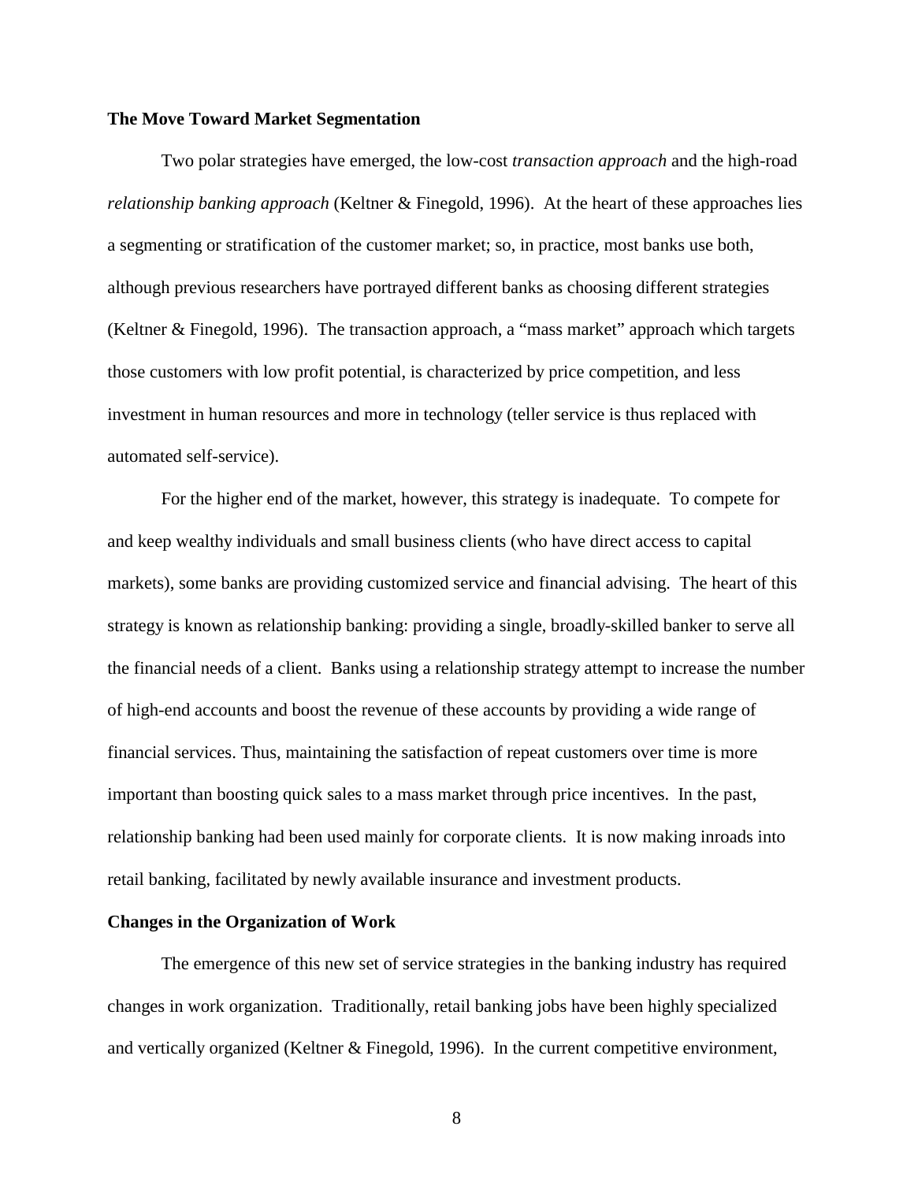**The Move Toward Market Segmentation**

Two polar strategies have emerged, the low-cost *transaction approach* and the high-road *relationship banking approach* (Keltner & Finegold, 1996). At the heart of these approaches lies a segmenting or stratification of the customer market; so, in practice, most banks use both, although previous researchers have portrayed different banks as choosing different strategies (Keltner & Finegold, 1996). The transaction approach, a "mass market" approach which targets those customers with low profit potential, is characterized by price competition, and less investment in human resources and more in technology (teller service is thus replaced with automated self-service).

For the higher end of the market, however, this strategy is inadequate. To compete for and keep wealthy individuals and small business clients (who have direct access to capital markets), some banks are providing customized service and financial advising. The heart of this strategy is known as relationship banking: providing a single, broadly-skilled banker to serve all the financial needs of a client. Banks using a relationship strategy attempt to increase the number of high-end accounts and boost the revenue of these accounts by providing a wide range of financial services. Thus, maintaining the satisfaction of repeat customers over time is more important than boosting quick sales to a mass market through price incentives. In the past, relationship banking had been used mainly for corporate clients. It is now making inroads into retail banking, facilitated by newly available insurance and investment products.

**Changes in the Organization of Work**

The emergence of this new set of service strategies in the banking industry has required changes in work organization. Traditionally, retail banking jobs have been highly specialized and vertically organized (Keltner & Finegold, 1996). In the current competitive environment,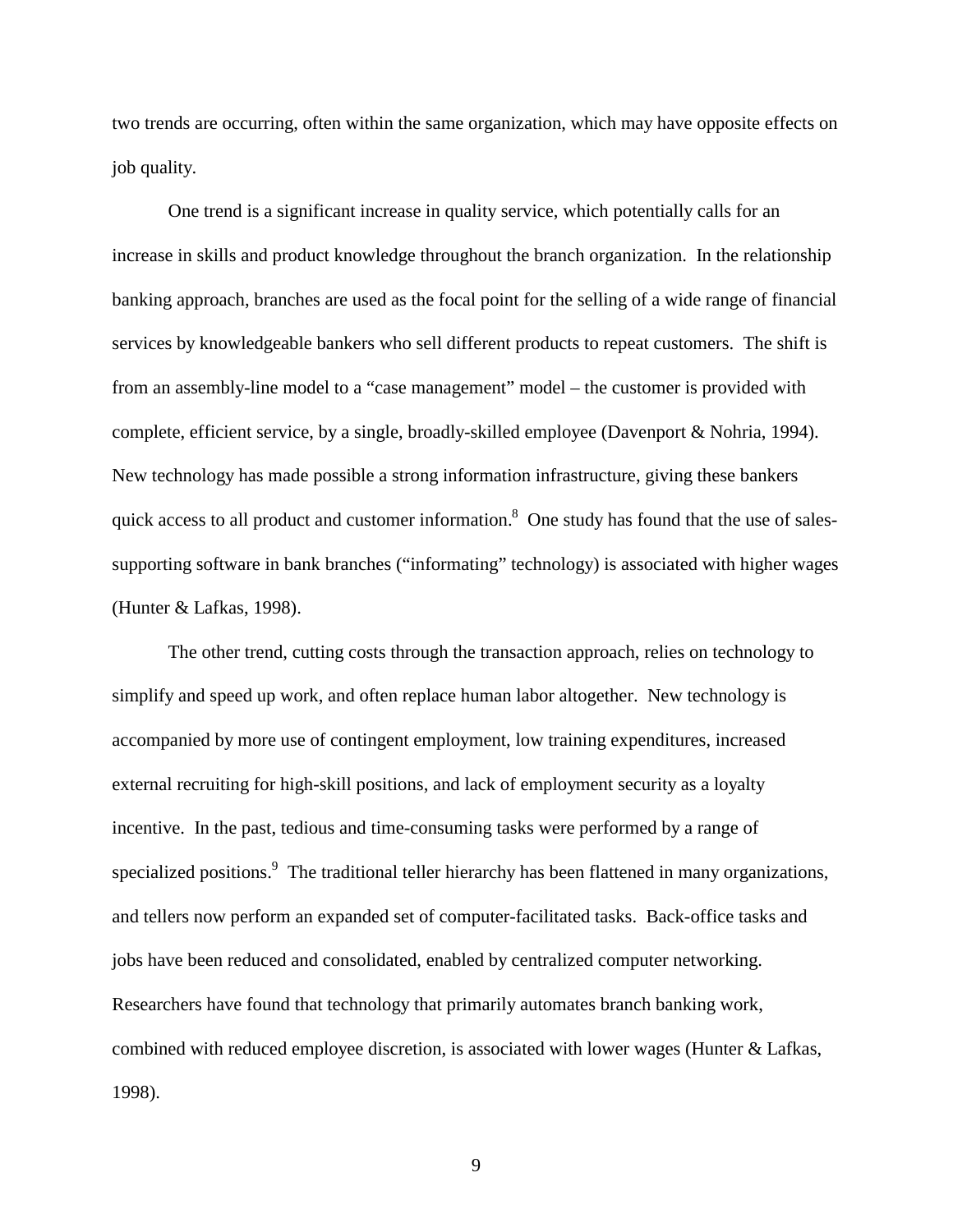two trends are occurring, often within the same organization, which may have opposite effects on job quality.

One trend is a significant increase in quality service, which potentially calls for an increase in skills and product knowledge throughout the branch organization. In the relationship banking approach, branches are used as the focal point for the selling of a wide range of financial services by knowledgeable bankers who sell different products to repeat customers. The shift is from an assembly-line model to a "case management" model – the customer is provided with complete, efficient service, by a single, broadly-skilled employee (Davenport & Nohria, 1994). New technology has made possible a strong information infrastructure, giving these bankers quick access to all product and customer information.[8] One study has found that the use of sales-supporting software in bank branches ("informating" technology) is associated with higher wages (Hunter & Lafkas, 1998).

The other trend, cutting costs through the transaction approach, relies on technology to simplify and speed up work, and often replace human labor altogether. New technology is accompanied by more use of contingent employment, low training expenditures, increased external recruiting for high-skill positions, and lack of employment security as a loyalty incentive. In the past, tedious and time-consuming tasks were performed by a range of specialized positions.[9] The traditional teller hierarchy has been flattened in many organizations, and tellers now perform an expanded set of computer-facilitated tasks. Back-office tasks and jobs have been reduced and consolidated, enabled by centralized computer networking. Researchers have found that technology that primarily automates branch banking work, combined with reduced employee discretion, is associated with lower wages (Hunter & Lafkas, 1998).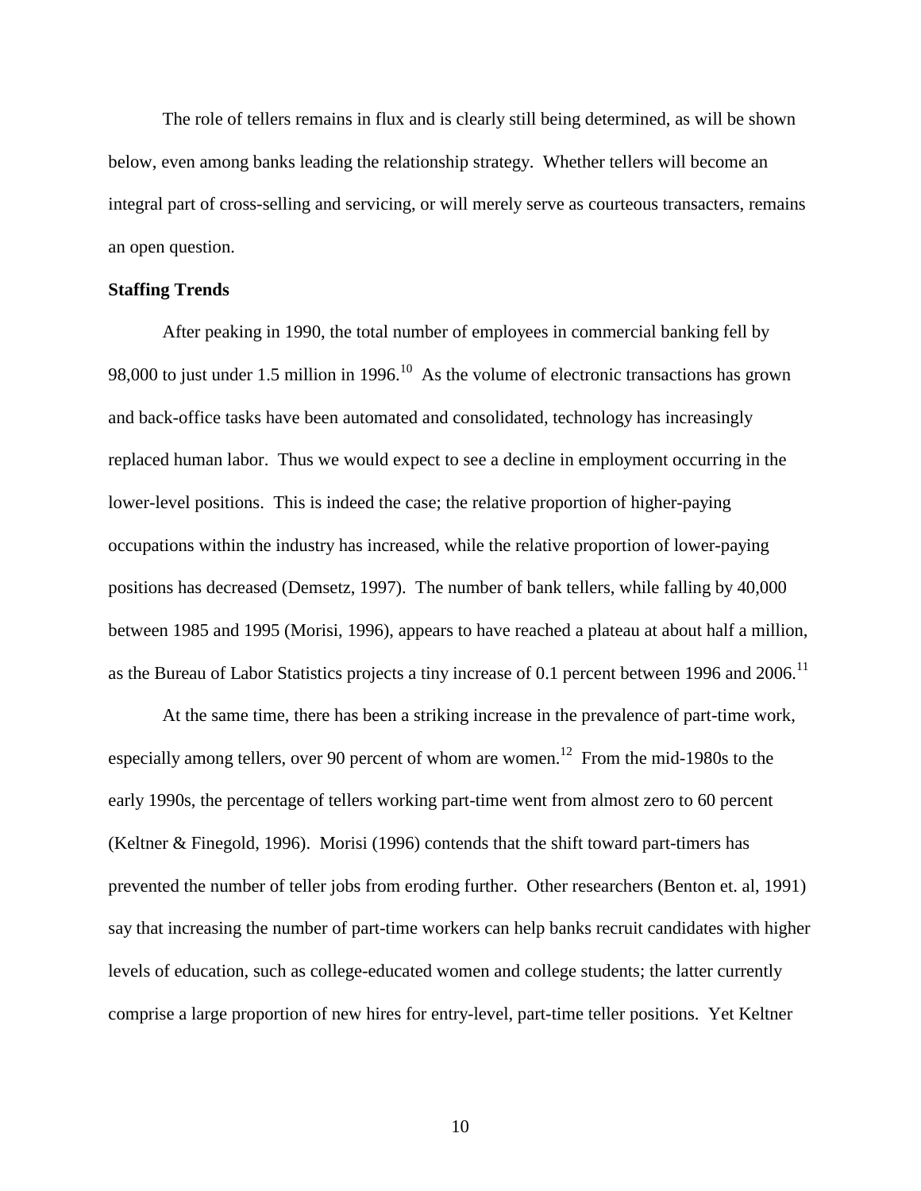The role of tellers remains in flux and is clearly still being determined, as will be shown below, even among banks leading the relationship strategy. Whether tellers will become an integral part of cross-selling and servicing, or will merely serve as courteous transacters, remains an open question.

**Staffing Trends**

After peaking in 1990, the total number of employees in commercial banking fell by 98,000 to just under 1.5 million in 1996.[10] As the volume of electronic transactions has grown and back-office tasks have been automated and consolidated, technology has increasingly replaced human labor. Thus we would expect to see a decline in employment occurring in the lower-level positions. This is indeed the case; the relative proportion of higher-paying occupations within the industry has increased, while the relative proportion of lower-paying positions has decreased (Demsetz, 1997). The number of bank tellers, while falling by 40,000 between 1985 and 1995 (Morisi, 1996), appears to have reached a plateau at about half a million, as the Bureau of Labor Statistics projects a tiny increase of 0.1 percent between 1996 and 2006.[11]

At the same time, there has been a striking increase in the prevalence of part-time work, especially among tellers, over 90 percent of whom are women.[12] From the mid-1980s to the early 1990s, the percentage of tellers working part-time went from almost zero to 60 percent (Keltner & Finegold, 1996). Morisi (1996) contends that the shift toward part-timers has prevented the number of teller jobs from eroding further. Other researchers (Benton et. al, 1991) say that increasing the number of part-time workers can help banks recruit candidates with higher levels of education, such as college-educated women and college students; the latter currently comprise a large proportion of new hires for entry-level, part-time teller positions. Yet Keltner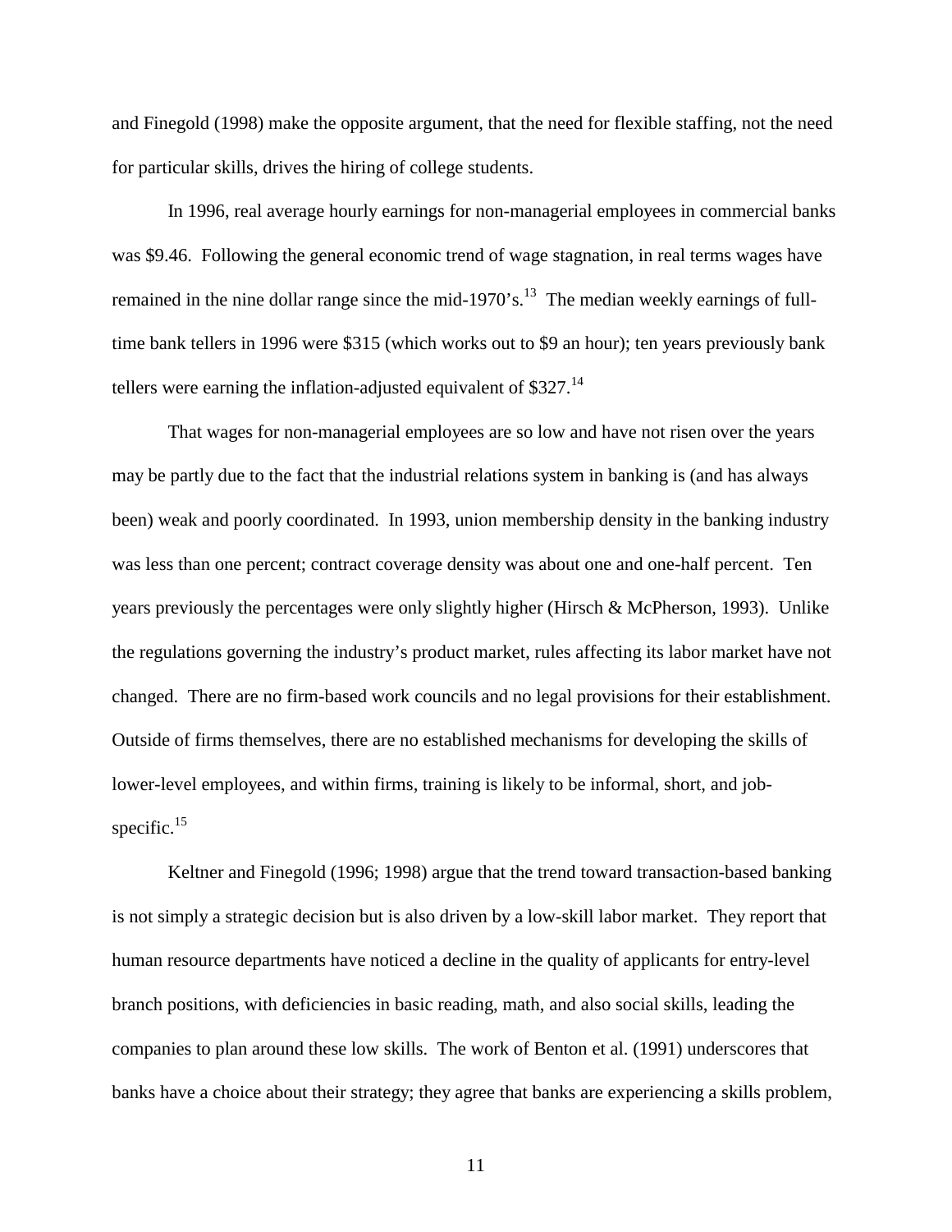and Finegold (1998) make the opposite argument, that the need for flexible staffing, not the need for particular skills, drives the hiring of college students.

In 1996, real average hourly earnings for non-managerial employees in commercial banks was $9.46. Following the general economic trend of wage stagnation, in real terms wages have remained in the nine dollar range since the mid-1970's.[13] The median weekly earnings of full-time bank tellers in 1996 were $315 (which works out to $9 an hour); ten years previously bank tellers were earning the inflation-adjusted equivalent of $327.[14]

That wages for non-managerial employees are so low and have not risen over the years may be partly due to the fact that the industrial relations system in banking is (and has always been) weak and poorly coordinated. In 1993, union membership density in the banking industry was less than one percent; contract coverage density was about one and one-half percent. Ten years previously the percentages were only slightly higher (Hirsch & McPherson, 1993). Unlike the regulations governing the industry's product market, rules affecting its labor market have not changed. There are no firm-based work councils and no legal provisions for their establishment. Outside of firms themselves, there are no established mechanisms for developing the skills of lower-level employees, and within firms, training is likely to be informal, short, and job-specific.[15]

Keltner and Finegold (1996; 1998) argue that the trend toward transaction-based banking is not simply a strategic decision but is also driven by a low-skill labor market. They report that human resource departments have noticed a decline in the quality of applicants for entry-level branch positions, with deficiencies in basic reading, math, and also social skills, leading the companies to plan around these low skills. The work of Benton et al. (1991) underscores that banks have a choice about their strategy; they agree that banks are experiencing a skills problem,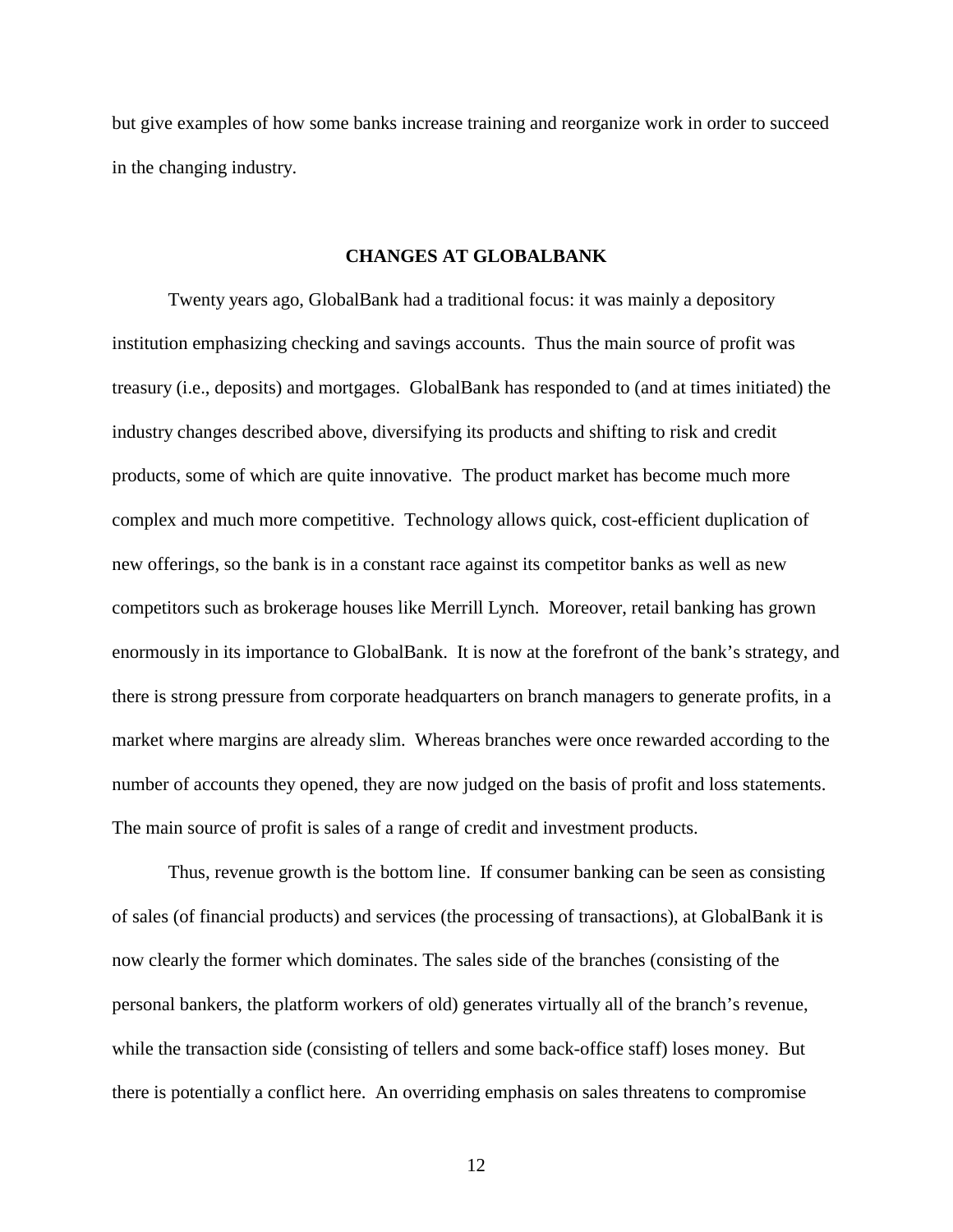but give examples of how some banks increase training and reorganize work in order to succeed in the changing industry.

## CHANGES AT GLOBALBANK

Twenty years ago, GlobalBank had a traditional focus: it was mainly a depository institution emphasizing checking and savings accounts. Thus the main source of profit was treasury (i.e., deposits) and mortgages. GlobalBank has responded to (and at times initiated) the industry changes described above, diversifying its products and shifting to risk and credit products, some of which are quite innovative. The product market has become much more complex and much more competitive. Technology allows quick, cost-efficient duplication of new offerings, so the bank is in a constant race against its competitor banks as well as new competitors such as brokerage houses like Merrill Lynch. Moreover, retail banking has grown enormously in its importance to GlobalBank. It is now at the forefront of the bank's strategy, and there is strong pressure from corporate headquarters on branch managers to generate profits, in a market where margins are already slim. Whereas branches were once rewarded according to the number of accounts they opened, they are now judged on the basis of profit and loss statements. The main source of profit is sales of a range of credit and investment products.

Thus, revenue growth is the bottom line. If consumer banking can be seen as consisting of sales (of financial products) and services (the processing of transactions), at GlobalBank it is now clearly the former which dominates. The sales side of the branches (consisting of the personal bankers, the platform workers of old) generates virtually all of the branch's revenue, while the transaction side (consisting of tellers and some back-office staff) loses money. But there is potentially a conflict here. An overriding emphasis on sales threatens to compromise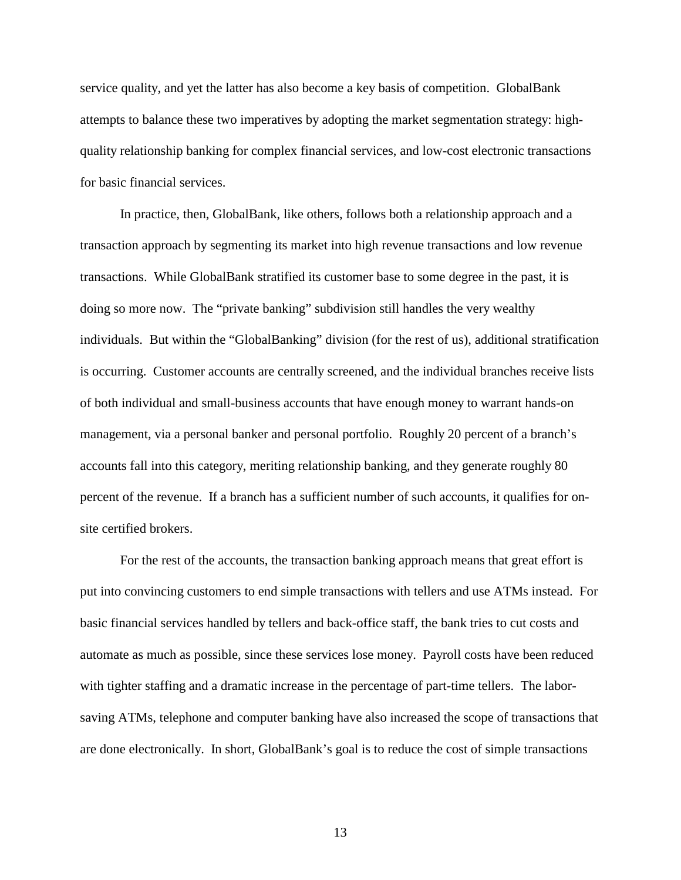service quality, and yet the latter has also become a key basis of competition. GlobalBank attempts to balance these two imperatives by adopting the market segmentation strategy: high-quality relationship banking for complex financial services, and low-cost electronic transactions for basic financial services.

In practice, then, GlobalBank, like others, follows both a relationship approach and a transaction approach by segmenting its market into high revenue transactions and low revenue transactions. While GlobalBank stratified its customer base to some degree in the past, it is doing so more now. The "private banking" subdivision still handles the very wealthy individuals. But within the "GlobalBanking" division (for the rest of us), additional stratification is occurring. Customer accounts are centrally screened, and the individual branches receive lists of both individual and small-business accounts that have enough money to warrant hands-on management, via a personal banker and personal portfolio. Roughly 20 percent of a branch's accounts fall into this category, meriting relationship banking, and they generate roughly 80 percent of the revenue. If a branch has a sufficient number of such accounts, it qualifies for on-site certified brokers.

For the rest of the accounts, the transaction banking approach means that great effort is put into convincing customers to end simple transactions with tellers and use ATMs instead. For basic financial services handled by tellers and back-office staff, the bank tries to cut costs and automate as much as possible, since these services lose money. Payroll costs have been reduced with tighter staffing and a dramatic increase in the percentage of part-time tellers. The labor-saving ATMs, telephone and computer banking have also increased the scope of transactions that are done electronically. In short, GlobalBank's goal is to reduce the cost of simple transactions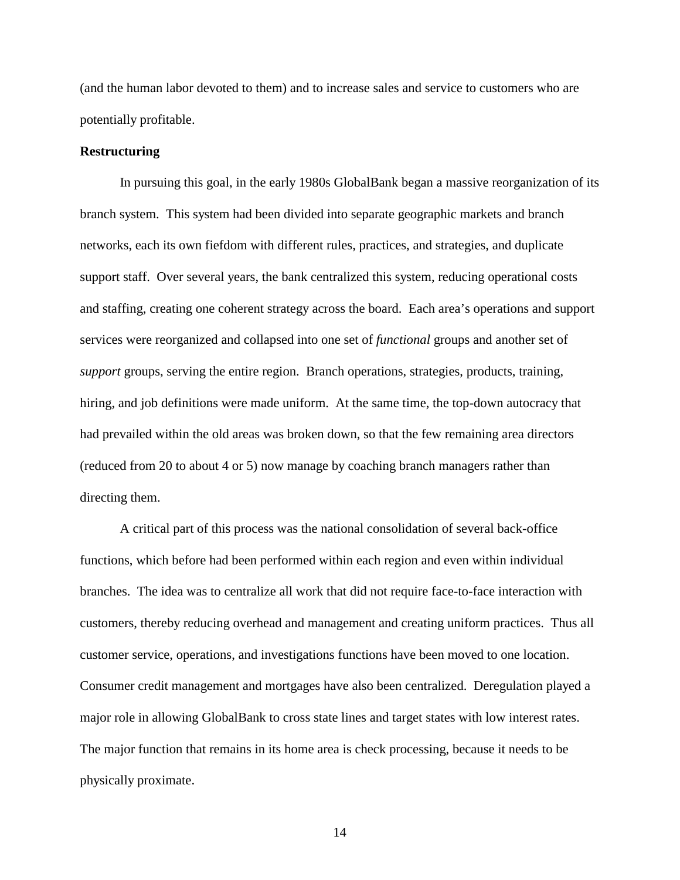(and the human labor devoted to them) and to increase sales and service to customers who are potentially profitable.

**Restructuring**

In pursuing this goal, in the early 1980s GlobalBank began a massive reorganization of its branch system. This system had been divided into separate geographic markets and branch networks, each its own fiefdom with different rules, practices, and strategies, and duplicate support staff. Over several years, the bank centralized this system, reducing operational costs and staffing, creating one coherent strategy across the board. Each area's operations and support services were reorganized and collapsed into one set of *functional* groups and another set of *support* groups, serving the entire region. Branch operations, strategies, products, training, hiring, and job definitions were made uniform. At the same time, the top-down autocracy that had prevailed within the old areas was broken down, so that the few remaining area directors (reduced from 20 to about 4 or 5) now manage by coaching branch managers rather than directing them.

A critical part of this process was the national consolidation of several back-office functions, which before had been performed within each region and even within individual branches. The idea was to centralize all work that did not require face-to-face interaction with customers, thereby reducing overhead and management and creating uniform practices. Thus all customer service, operations, and investigations functions have been moved to one location. Consumer credit management and mortgages have also been centralized. Deregulation played a major role in allowing GlobalBank to cross state lines and target states with low interest rates. The major function that remains in its home area is check processing, because it needs to be physically proximate.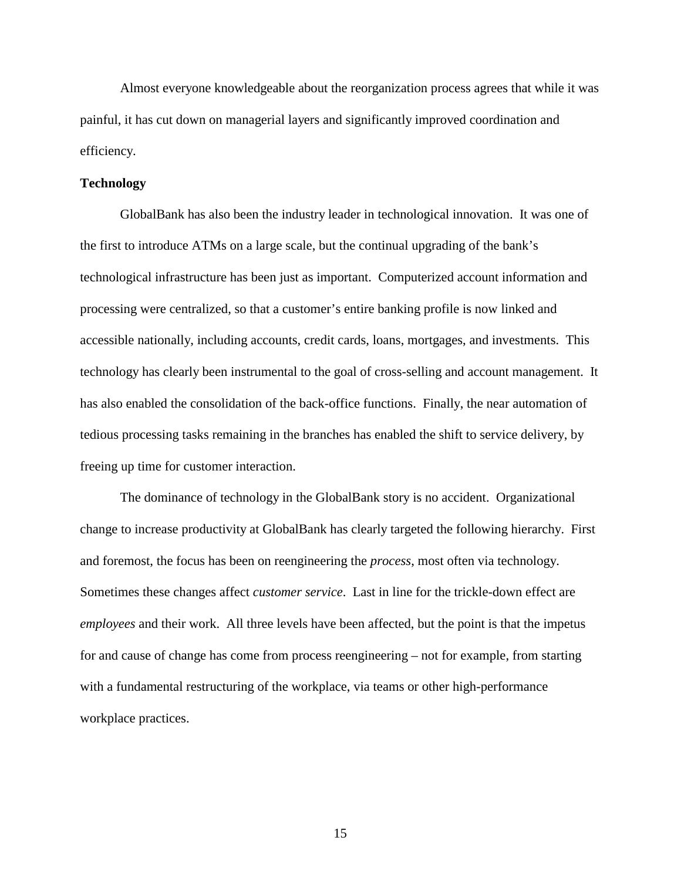Almost everyone knowledgeable about the reorganization process agrees that while it was painful, it has cut down on managerial layers and significantly improved coordination and efficiency.

**Technology**

GlobalBank has also been the industry leader in technological innovation. It was one of the first to introduce ATMs on a large scale, but the continual upgrading of the bank's technological infrastructure has been just as important. Computerized account information and processing were centralized, so that a customer's entire banking profile is now linked and accessible nationally, including accounts, credit cards, loans, mortgages, and investments. This technology has clearly been instrumental to the goal of cross-selling and account management. It has also enabled the consolidation of the back-office functions. Finally, the near automation of tedious processing tasks remaining in the branches has enabled the shift to service delivery, by freeing up time for customer interaction.

The dominance of technology in the GlobalBank story is no accident. Organizational change to increase productivity at GlobalBank has clearly targeted the following hierarchy. First and foremost, the focus has been on reengineering the *process*, most often via technology. Sometimes these changes affect *customer service*. Last in line for the trickle-down effect are *employees* and their work. All three levels have been affected, but the point is that the impetus for and cause of change has come from process reengineering – not for example, from starting with a fundamental restructuring of the workplace, via teams or other high-performance workplace practices.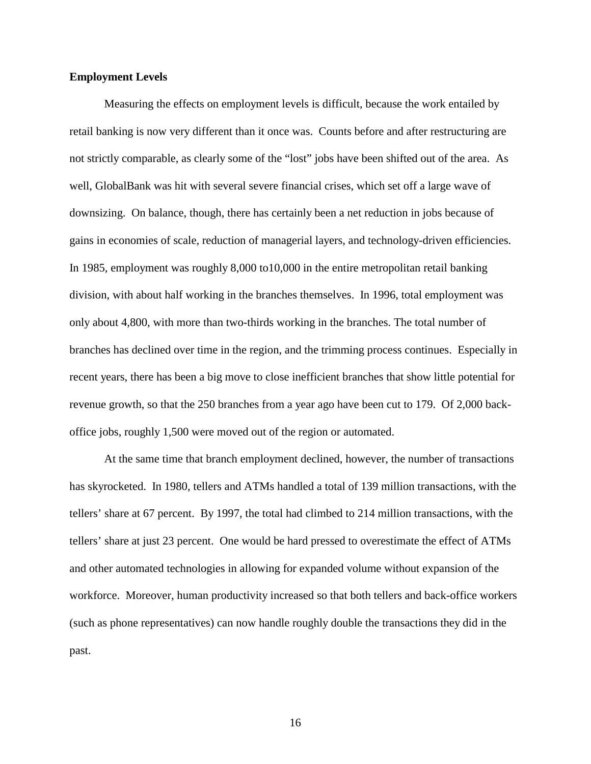**Employment Levels**

Measuring the effects on employment levels is difficult, because the work entailed by retail banking is now very different than it once was. Counts before and after restructuring are not strictly comparable, as clearly some of the "lost" jobs have been shifted out of the area. As well, GlobalBank was hit with several severe financial crises, which set off a large wave of downsizing. On balance, though, there has certainly been a net reduction in jobs because of gains in economies of scale, reduction of managerial layers, and technology-driven efficiencies. In 1985, employment was roughly 8,000 to10,000 in the entire metropolitan retail banking division, with about half working in the branches themselves. In 1996, total employment was only about 4,800, with more than two-thirds working in the branches. The total number of branches has declined over time in the region, and the trimming process continues. Especially in recent years, there has been a big move to close inefficient branches that show little potential for revenue growth, so that the 250 branches from a year ago have been cut to 179. Of 2,000 back-office jobs, roughly 1,500 were moved out of the region or automated.

At the same time that branch employment declined, however, the number of transactions has skyrocketed. In 1980, tellers and ATMs handled a total of 139 million transactions, with the tellers' share at 67 percent. By 1997, the total had climbed to 214 million transactions, with the tellers' share at just 23 percent. One would be hard pressed to overestimate the effect of ATMs and other automated technologies in allowing for expanded volume without expansion of the workforce. Moreover, human productivity increased so that both tellers and back-office workers (such as phone representatives) can now handle roughly double the transactions they did in the past.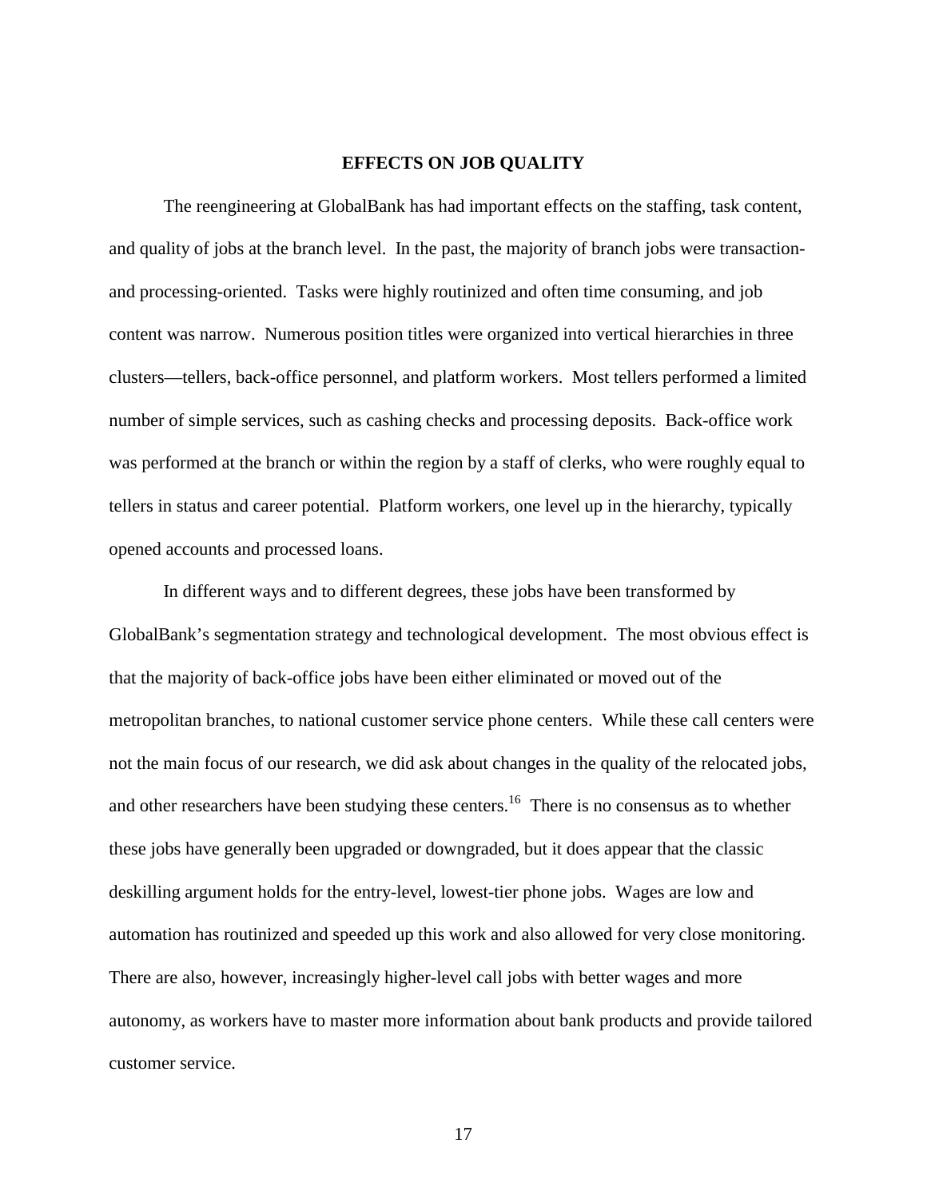## EFFECTS ON JOB QUALITY

The reengineering at GlobalBank has had important effects on the staffing, task content, and quality of jobs at the branch level. In the past, the majority of branch jobs were transaction- and processing-oriented. Tasks were highly routinized and often time consuming, and job content was narrow. Numerous position titles were organized into vertical hierarchies in three clusters—tellers, back-office personnel, and platform workers. Most tellers performed a limited number of simple services, such as cashing checks and processing deposits. Back-office work was performed at the branch or within the region by a staff of clerks, who were roughly equal to tellers in status and career potential. Platform workers, one level up in the hierarchy, typically opened accounts and processed loans.

In different ways and to different degrees, these jobs have been transformed by GlobalBank's segmentation strategy and technological development. The most obvious effect is that the majority of back-office jobs have been either eliminated or moved out of the metropolitan branches, to national customer service phone centers. While these call centers were not the main focus of our research, we did ask about changes in the quality of the relocated jobs, and other researchers have been studying these centers.[16] There is no consensus as to whether these jobs have generally been upgraded or downgraded, but it does appear that the classic deskilling argument holds for the entry-level, lowest-tier phone jobs. Wages are low and automation has routinized and speeded up this work and also allowed for very close monitoring. There are also, however, increasingly higher-level call jobs with better wages and more autonomy, as workers have to master more information about bank products and provide tailored customer service.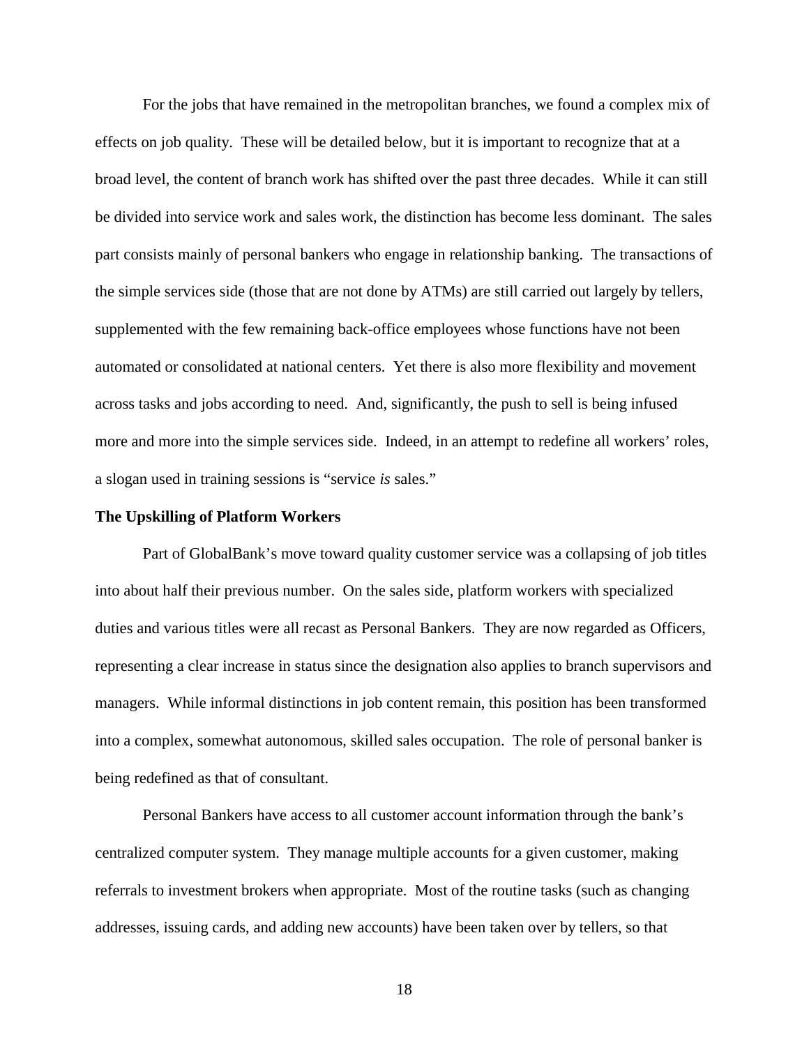For the jobs that have remained in the metropolitan branches, we found a complex mix of effects on job quality. These will be detailed below, but it is important to recognize that at a broad level, the content of branch work has shifted over the past three decades. While it can still be divided into service work and sales work, the distinction has become less dominant. The sales part consists mainly of personal bankers who engage in relationship banking. The transactions of the simple services side (those that are not done by ATMs) are still carried out largely by tellers, supplemented with the few remaining back-office employees whose functions have not been automated or consolidated at national centers. Yet there is also more flexibility and movement across tasks and jobs according to need. And, significantly, the push to sell is being infused more and more into the simple services side. Indeed, in an attempt to redefine all workers' roles, a slogan used in training sessions is "service *is* sales."

**The Upskilling of Platform Workers**

Part of GlobalBank's move toward quality customer service was a collapsing of job titles into about half their previous number. On the sales side, platform workers with specialized duties and various titles were all recast as Personal Bankers. They are now regarded as Officers, representing a clear increase in status since the designation also applies to branch supervisors and managers. While informal distinctions in job content remain, this position has been transformed into a complex, somewhat autonomous, skilled sales occupation. The role of personal banker is being redefined as that of consultant.

Personal Bankers have access to all customer account information through the bank's centralized computer system. They manage multiple accounts for a given customer, making referrals to investment brokers when appropriate. Most of the routine tasks (such as changing addresses, issuing cards, and adding new accounts) have been taken over by tellers, so that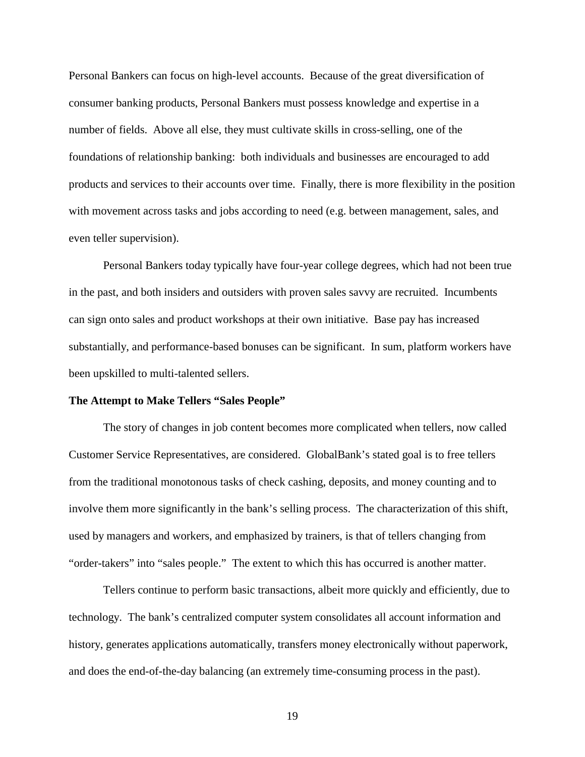Personal Bankers can focus on high-level accounts. Because of the great diversification of consumer banking products, Personal Bankers must possess knowledge and expertise in a number of fields. Above all else, they must cultivate skills in cross-selling, one of the foundations of relationship banking: both individuals and businesses are encouraged to add products and services to their accounts over time. Finally, there is more flexibility in the position with movement across tasks and jobs according to need (e.g. between management, sales, and even teller supervision).

Personal Bankers today typically have four-year college degrees, which had not been true in the past, and both insiders and outsiders with proven sales savvy are recruited. Incumbents can sign onto sales and product workshops at their own initiative. Base pay has increased substantially, and performance-based bonuses can be significant. In sum, platform workers have been upskilled to multi-talented sellers.

**The Attempt to Make Tellers "Sales People"**

The story of changes in job content becomes more complicated when tellers, now called Customer Service Representatives, are considered. GlobalBank's stated goal is to free tellers from the traditional monotonous tasks of check cashing, deposits, and money counting and to involve them more significantly in the bank's selling process. The characterization of this shift, used by managers and workers, and emphasized by trainers, is that of tellers changing from "order-takers" into "sales people." The extent to which this has occurred is another matter.

Tellers continue to perform basic transactions, albeit more quickly and efficiently, due to technology. The bank's centralized computer system consolidates all account information and history, generates applications automatically, transfers money electronically without paperwork, and does the end-of-the-day balancing (an extremely time-consuming process in the past).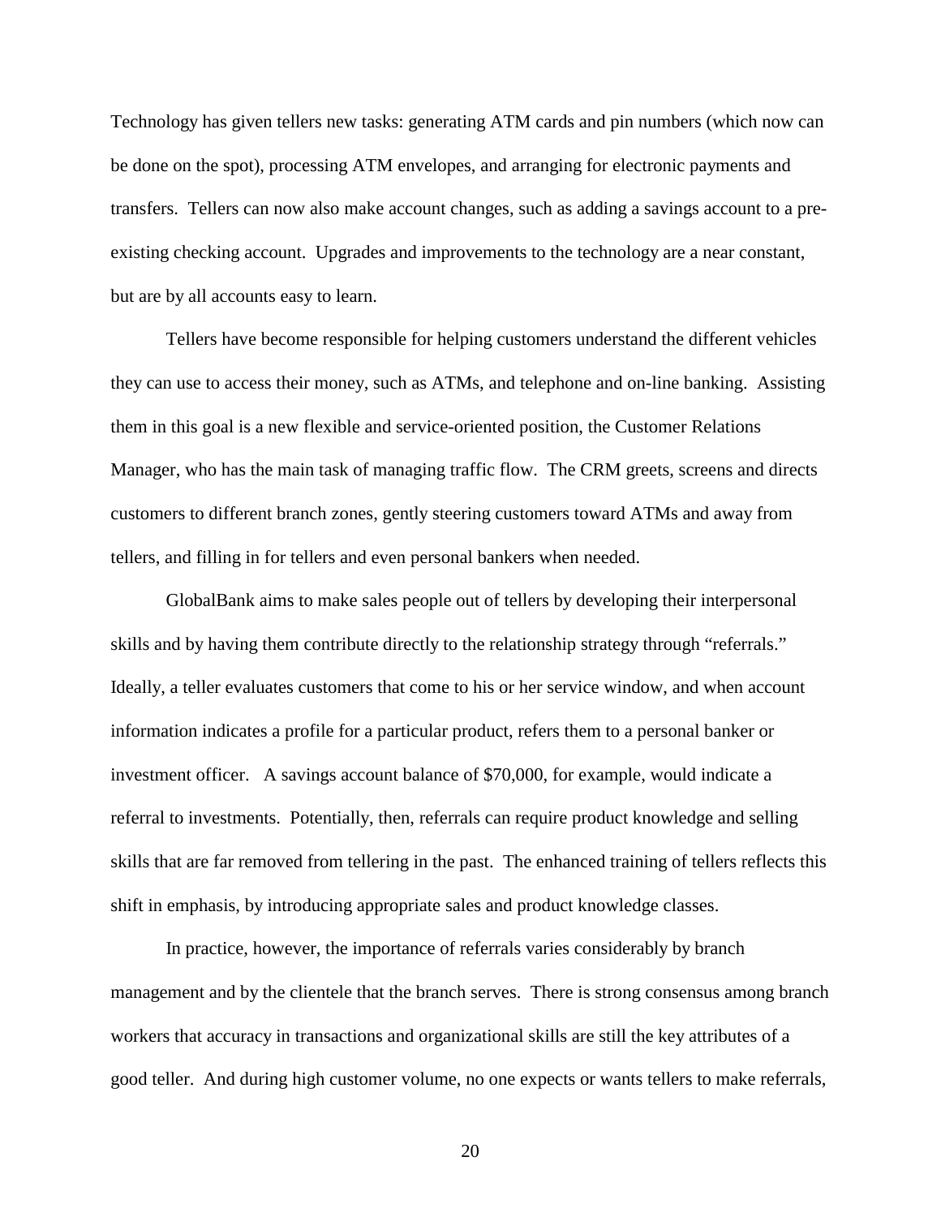Technology has given tellers new tasks: generating ATM cards and pin numbers (which now can be done on the spot), processing ATM envelopes, and arranging for electronic payments and transfers. Tellers can now also make account changes, such as adding a savings account to a pre-existing checking account. Upgrades and improvements to the technology are a near constant, but are by all accounts easy to learn.

Tellers have become responsible for helping customers understand the different vehicles they can use to access their money, such as ATMs, and telephone and on-line banking. Assisting them in this goal is a new flexible and service-oriented position, the Customer Relations Manager, who has the main task of managing traffic flow. The CRM greets, screens and directs customers to different branch zones, gently steering customers toward ATMs and away from tellers, and filling in for tellers and even personal bankers when needed.

GlobalBank aims to make sales people out of tellers by developing their interpersonal skills and by having them contribute directly to the relationship strategy through "referrals." Ideally, a teller evaluates customers that come to his or her service window, and when account information indicates a profile for a particular product, refers them to a personal banker or investment officer. A savings account balance of $70,000, for example, would indicate a referral to investments. Potentially, then, referrals can require product knowledge and selling skills that are far removed from tellering in the past. The enhanced training of tellers reflects this shift in emphasis, by introducing appropriate sales and product knowledge classes.

In practice, however, the importance of referrals varies considerably by branch management and by the clientele that the branch serves. There is strong consensus among branch workers that accuracy in transactions and organizational skills are still the key attributes of a good teller. And during high customer volume, no one expects or wants tellers to make referrals,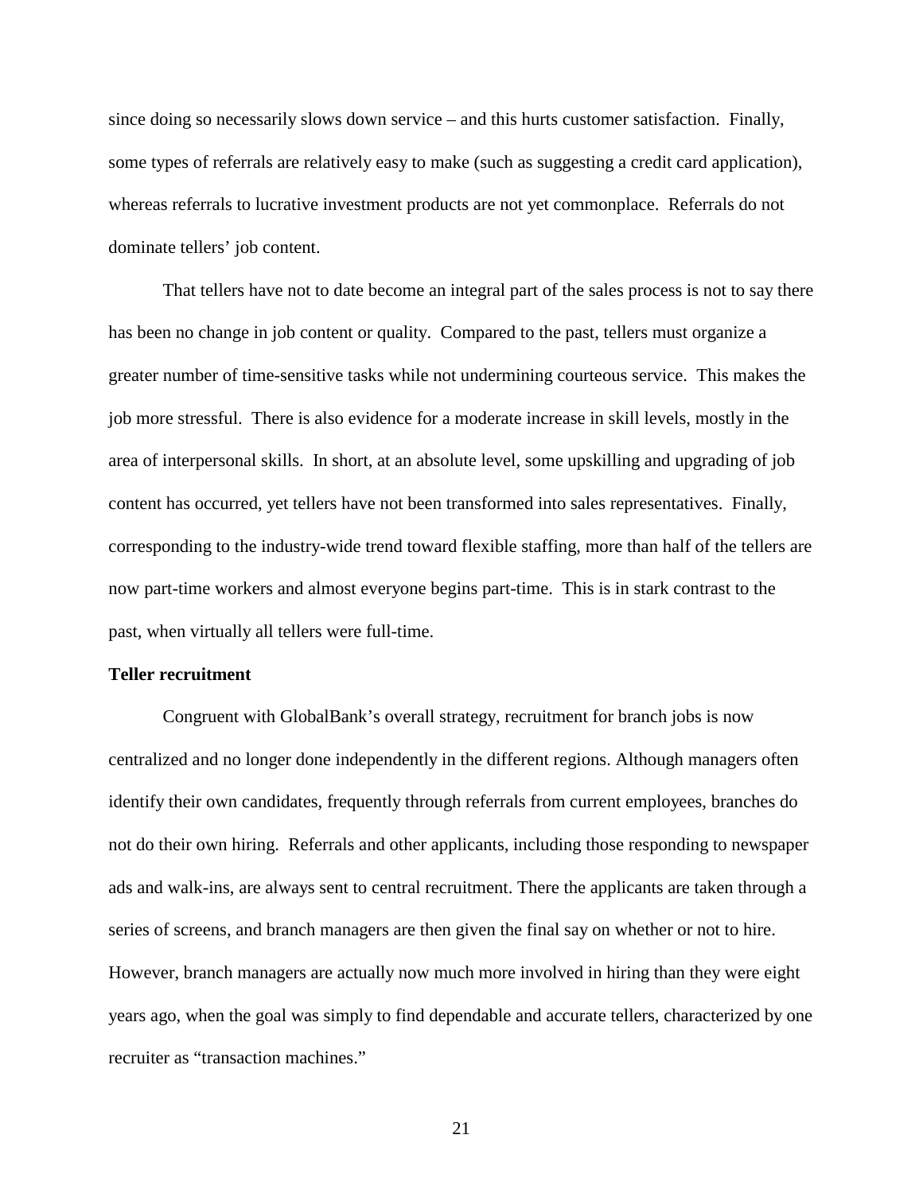since doing so necessarily slows down service – and this hurts customer satisfaction. Finally, some types of referrals are relatively easy to make (such as suggesting a credit card application), whereas referrals to lucrative investment products are not yet commonplace. Referrals do not dominate tellers' job content.

That tellers have not to date become an integral part of the sales process is not to say there has been no change in job content or quality. Compared to the past, tellers must organize a greater number of time-sensitive tasks while not undermining courteous service. This makes the job more stressful. There is also evidence for a moderate increase in skill levels, mostly in the area of interpersonal skills. In short, at an absolute level, some upskilling and upgrading of job content has occurred, yet tellers have not been transformed into sales representatives. Finally, corresponding to the industry-wide trend toward flexible staffing, more than half of the tellers are now part-time workers and almost everyone begins part-time. This is in stark contrast to the past, when virtually all tellers were full-time.

**Teller recruitment**

Congruent with GlobalBank's overall strategy, recruitment for branch jobs is now centralized and no longer done independently in the different regions. Although managers often identify their own candidates, frequently through referrals from current employees, branches do not do their own hiring. Referrals and other applicants, including those responding to newspaper ads and walk-ins, are always sent to central recruitment. There the applicants are taken through a series of screens, and branch managers are then given the final say on whether or not to hire. However, branch managers are actually now much more involved in hiring than they were eight years ago, when the goal was simply to find dependable and accurate tellers, characterized by one recruiter as "transaction machines."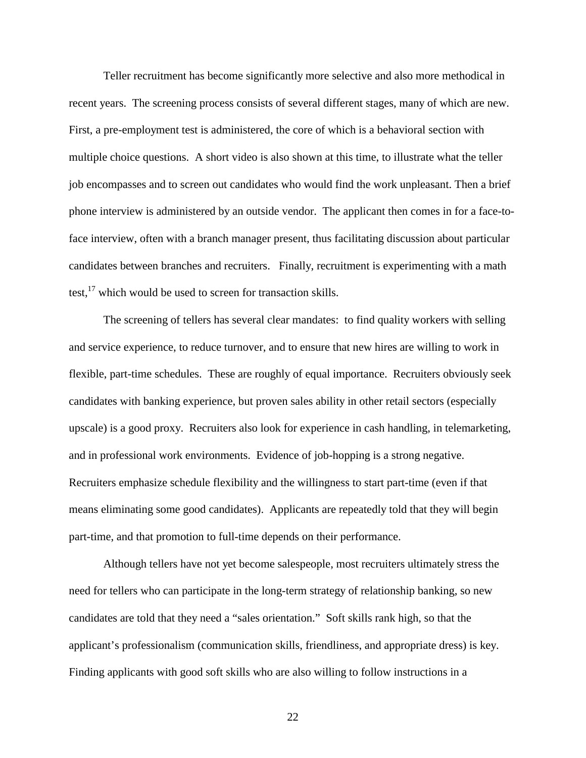Teller recruitment has become significantly more selective and also more methodical in recent years. The screening process consists of several different stages, many of which are new. First, a pre-employment test is administered, the core of which is a behavioral section with multiple choice questions. A short video is also shown at this time, to illustrate what the teller job encompasses and to screen out candidates who would find the work unpleasant. Then a brief phone interview is administered by an outside vendor. The applicant then comes in for a face-to-face interview, often with a branch manager present, thus facilitating discussion about particular candidates between branches and recruiters. Finally, recruitment is experimenting with a math test,[17] which would be used to screen for transaction skills.

The screening of tellers has several clear mandates: to find quality workers with selling and service experience, to reduce turnover, and to ensure that new hires are willing to work in flexible, part-time schedules. These are roughly of equal importance. Recruiters obviously seek candidates with banking experience, but proven sales ability in other retail sectors (especially upscale) is a good proxy. Recruiters also look for experience in cash handling, in telemarketing, and in professional work environments. Evidence of job-hopping is a strong negative. Recruiters emphasize schedule flexibility and the willingness to start part-time (even if that means eliminating some good candidates). Applicants are repeatedly told that they will begin part-time, and that promotion to full-time depends on their performance.

Although tellers have not yet become salespeople, most recruiters ultimately stress the need for tellers who can participate in the long-term strategy of relationship banking, so new candidates are told that they need a "sales orientation." Soft skills rank high, so that the applicant's professionalism (communication skills, friendliness, and appropriate dress) is key. Finding applicants with good soft skills who are also willing to follow instructions in a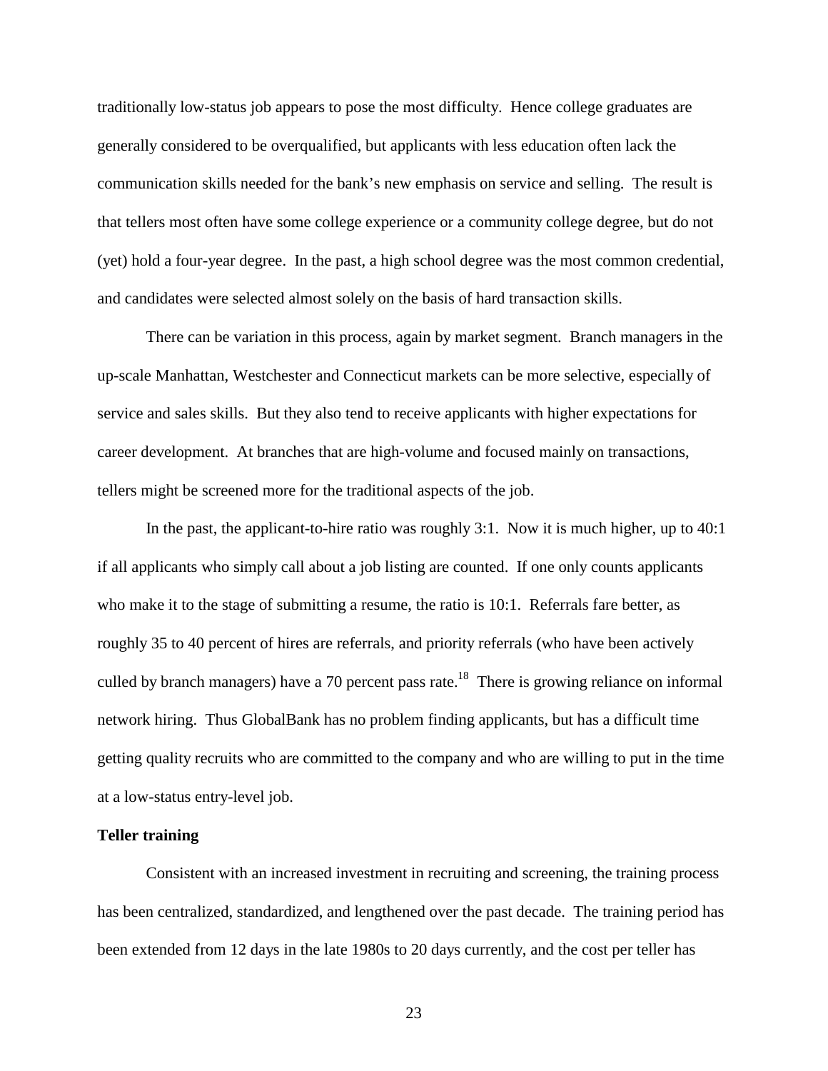traditionally low-status job appears to pose the most difficulty. Hence college graduates are generally considered to be overqualified, but applicants with less education often lack the communication skills needed for the bank's new emphasis on service and selling. The result is that tellers most often have some college experience or a community college degree, but do not (yet) hold a four-year degree. In the past, a high school degree was the most common credential, and candidates were selected almost solely on the basis of hard transaction skills.

There can be variation in this process, again by market segment. Branch managers in the up-scale Manhattan, Westchester and Connecticut markets can be more selective, especially of service and sales skills. But they also tend to receive applicants with higher expectations for career development. At branches that are high-volume and focused mainly on transactions, tellers might be screened more for the traditional aspects of the job.

In the past, the applicant-to-hire ratio was roughly 3:1. Now it is much higher, up to 40:1 if all applicants who simply call about a job listing are counted. If one only counts applicants who make it to the stage of submitting a resume, the ratio is 10:1. Referrals fare better, as roughly 35 to 40 percent of hires are referrals, and priority referrals (who have been actively culled by branch managers) have a 70 percent pass rate.[18] There is growing reliance on informal network hiring. Thus GlobalBank has no problem finding applicants, but has a difficult time getting quality recruits who are committed to the company and who are willing to put in the time at a low-status entry-level job.

**Teller training**

Consistent with an increased investment in recruiting and screening, the training process has been centralized, standardized, and lengthened over the past decade. The training period has been extended from 12 days in the late 1980s to 20 days currently, and the cost per teller has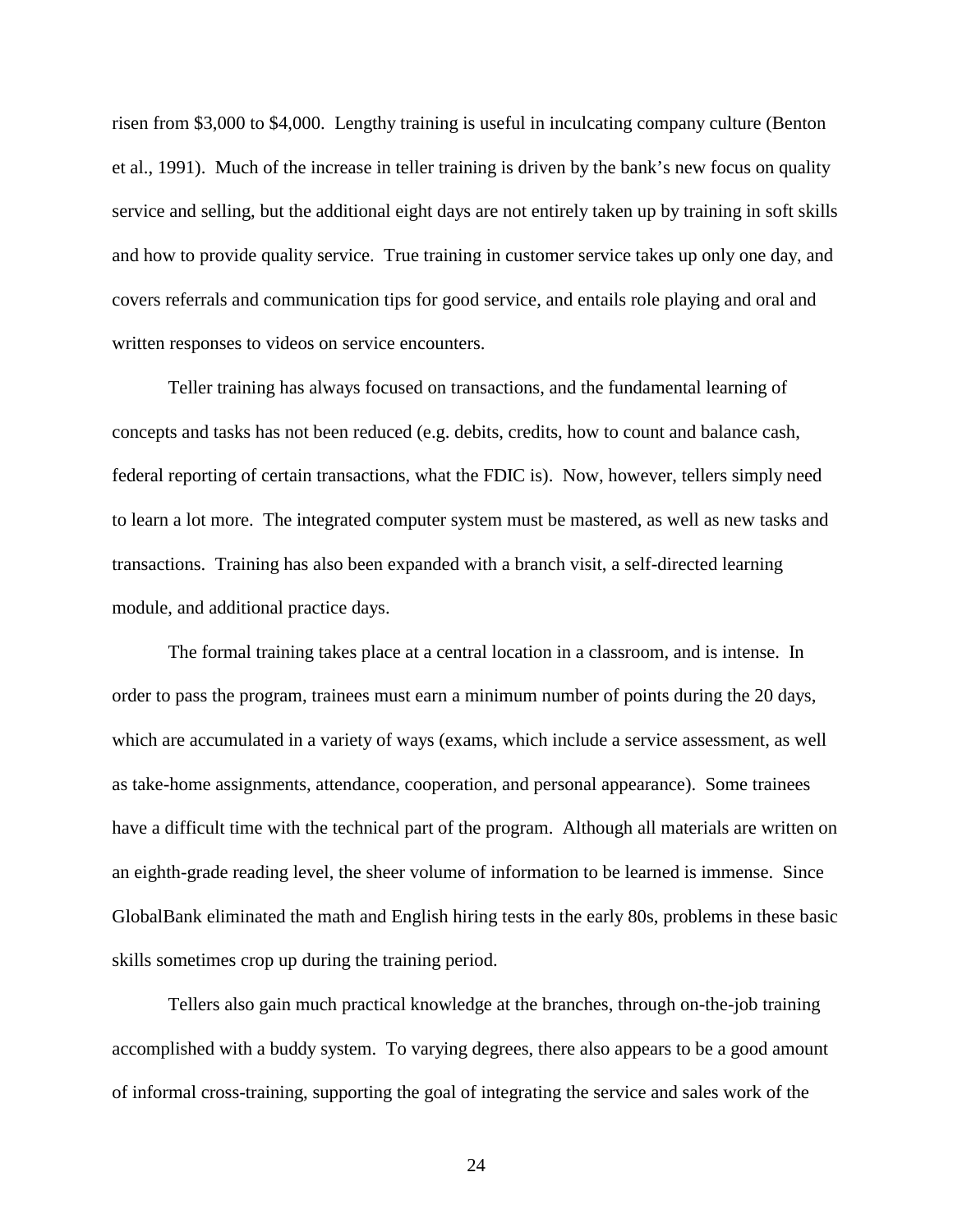risen from $3,000 to $4,000. Lengthy training is useful in inculcating company culture (Benton et al., 1991). Much of the increase in teller training is driven by the bank's new focus on quality service and selling, but the additional eight days are not entirely taken up by training in soft skills and how to provide quality service. True training in customer service takes up only one day, and covers referrals and communication tips for good service, and entails role playing and oral and written responses to videos on service encounters.

Teller training has always focused on transactions, and the fundamental learning of concepts and tasks has not been reduced (e.g. debits, credits, how to count and balance cash, federal reporting of certain transactions, what the FDIC is). Now, however, tellers simply need to learn a lot more. The integrated computer system must be mastered, as well as new tasks and transactions. Training has also been expanded with a branch visit, a self-directed learning module, and additional practice days.

The formal training takes place at a central location in a classroom, and is intense. In order to pass the program, trainees must earn a minimum number of points during the 20 days, which are accumulated in a variety of ways (exams, which include a service assessment, as well as take-home assignments, attendance, cooperation, and personal appearance). Some trainees have a difficult time with the technical part of the program. Although all materials are written on an eighth-grade reading level, the sheer volume of information to be learned is immense. Since GlobalBank eliminated the math and English hiring tests in the early 80s, problems in these basic skills sometimes crop up during the training period.

Tellers also gain much practical knowledge at the branches, through on-the-job training accomplished with a buddy system. To varying degrees, there also appears to be a good amount of informal cross-training, supporting the goal of integrating the service and sales work of the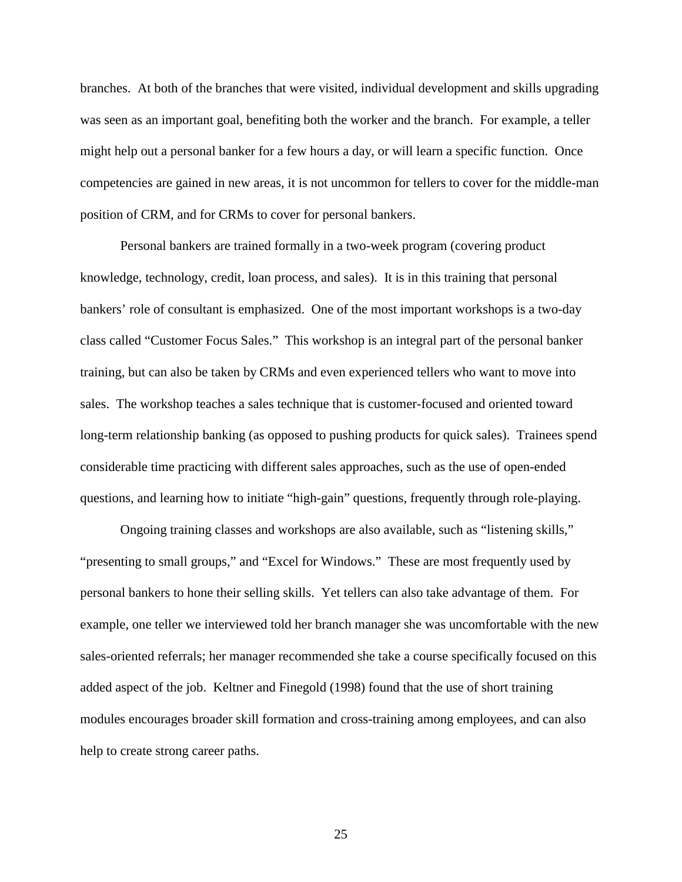branches. At both of the branches that were visited, individual development and skills upgrading was seen as an important goal, benefiting both the worker and the branch. For example, a teller might help out a personal banker for a few hours a day, or will learn a specific function. Once competencies are gained in new areas, it is not uncommon for tellers to cover for the middle-man position of CRM, and for CRMs to cover for personal bankers.

Personal bankers are trained formally in a two-week program (covering product knowledge, technology, credit, loan process, and sales). It is in this training that personal bankers' role of consultant is emphasized. One of the most important workshops is a two-day class called "Customer Focus Sales." This workshop is an integral part of the personal banker training, but can also be taken by CRMs and even experienced tellers who want to move into sales. The workshop teaches a sales technique that is customer-focused and oriented toward long-term relationship banking (as opposed to pushing products for quick sales). Trainees spend considerable time practicing with different sales approaches, such as the use of open-ended questions, and learning how to initiate "high-gain" questions, frequently through role-playing.

Ongoing training classes and workshops are also available, such as "listening skills," "presenting to small groups," and "Excel for Windows." These are most frequently used by personal bankers to hone their selling skills. Yet tellers can also take advantage of them. For example, one teller we interviewed told her branch manager she was uncomfortable with the new sales-oriented referrals; her manager recommended she take a course specifically focused on this added aspect of the job. Keltner and Finegold (1998) found that the use of short training modules encourages broader skill formation and cross-training among employees, and can also help to create strong career paths.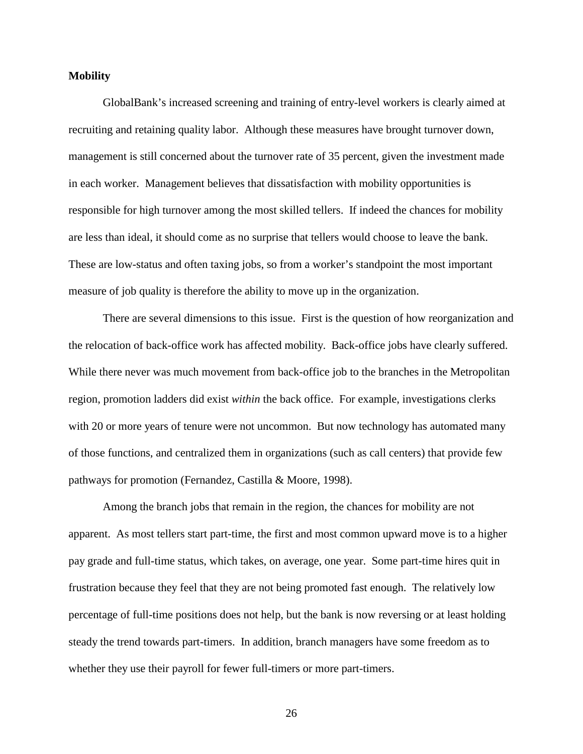**Mobility**

GlobalBank's increased screening and training of entry-level workers is clearly aimed at recruiting and retaining quality labor. Although these measures have brought turnover down, management is still concerned about the turnover rate of 35 percent, given the investment made in each worker. Management believes that dissatisfaction with mobility opportunities is responsible for high turnover among the most skilled tellers. If indeed the chances for mobility are less than ideal, it should come as no surprise that tellers would choose to leave the bank. These are low-status and often taxing jobs, so from a worker's standpoint the most important measure of job quality is therefore the ability to move up in the organization.

There are several dimensions to this issue. First is the question of how reorganization and the relocation of back-office work has affected mobility. Back-office jobs have clearly suffered. While there never was much movement from back-office job to the branches in the Metropolitan region, promotion ladders did exist *within* the back office. For example, investigations clerks with 20 or more years of tenure were not uncommon. But now technology has automated many of those functions, and centralized them in organizations (such as call centers) that provide few pathways for promotion (Fernandez, Castilla & Moore, 1998).

Among the branch jobs that remain in the region, the chances for mobility are not apparent. As most tellers start part-time, the first and most common upward move is to a higher pay grade and full-time status, which takes, on average, one year. Some part-time hires quit in frustration because they feel that they are not being promoted fast enough. The relatively low percentage of full-time positions does not help, but the bank is now reversing or at least holding steady the trend towards part-timers. In addition, branch managers have some freedom as to whether they use their payroll for fewer full-timers or more part-timers.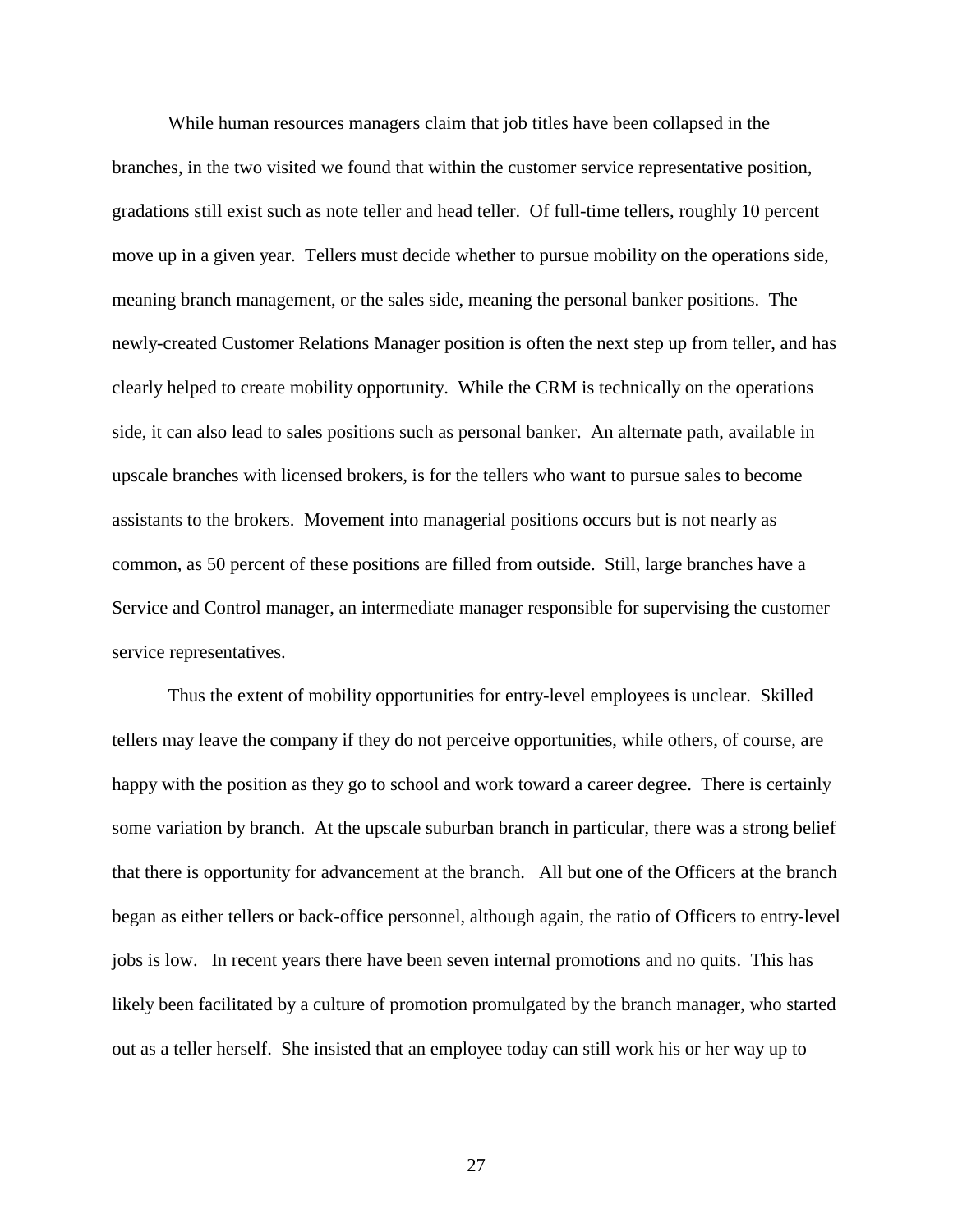While human resources managers claim that job titles have been collapsed in the branches, in the two visited we found that within the customer service representative position, gradations still exist such as note teller and head teller. Of full-time tellers, roughly 10 percent move up in a given year. Tellers must decide whether to pursue mobility on the operations side, meaning branch management, or the sales side, meaning the personal banker positions. The newly-created Customer Relations Manager position is often the next step up from teller, and has clearly helped to create mobility opportunity. While the CRM is technically on the operations side, it can also lead to sales positions such as personal banker. An alternate path, available in upscale branches with licensed brokers, is for the tellers who want to pursue sales to become assistants to the brokers. Movement into managerial positions occurs but is not nearly as common, as 50 percent of these positions are filled from outside. Still, large branches have a Service and Control manager, an intermediate manager responsible for supervising the customer service representatives.

Thus the extent of mobility opportunities for entry-level employees is unclear. Skilled tellers may leave the company if they do not perceive opportunities, while others, of course, are happy with the position as they go to school and work toward a career degree. There is certainly some variation by branch. At the upscale suburban branch in particular, there was a strong belief that there is opportunity for advancement at the branch. All but one of the Officers at the branch began as either tellers or back-office personnel, although again, the ratio of Officers to entry-level jobs is low. In recent years there have been seven internal promotions and no quits. This has likely been facilitated by a culture of promotion promulgated by the branch manager, who started out as a teller herself. She insisted that an employee today can still work his or her way up to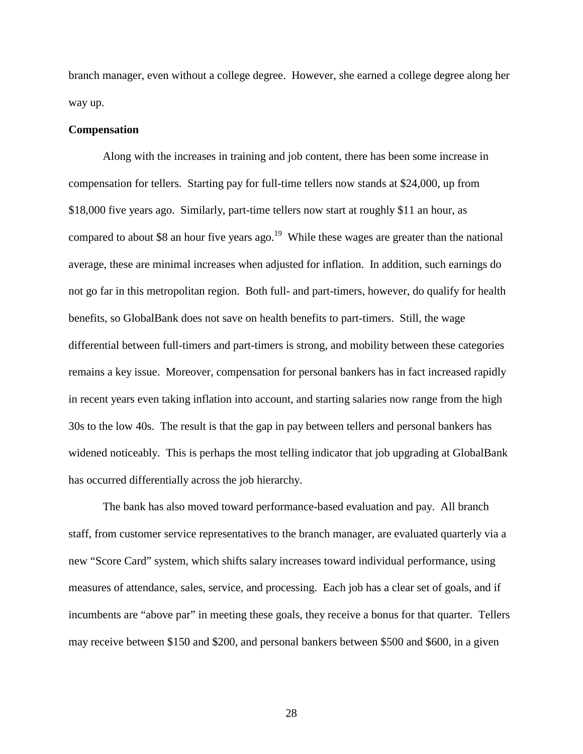branch manager, even without a college degree. However, she earned a college degree along her way up.

**Compensation**

Along with the increases in training and job content, there has been some increase in compensation for tellers. Starting pay for full-time tellers now stands at $24,000, up from $18,000 five years ago. Similarly, part-time tellers now start at roughly $11 an hour, as compared to about $8 an hour five years ago.[19] While these wages are greater than the national average, these are minimal increases when adjusted for inflation. In addition, such earnings do not go far in this metropolitan region. Both full- and part-timers, however, do qualify for health benefits, so GlobalBank does not save on health benefits to part-timers. Still, the wage differential between full-timers and part-timers is strong, and mobility between these categories remains a key issue. Moreover, compensation for personal bankers has in fact increased rapidly in recent years even taking inflation into account, and starting salaries now range from the high 30s to the low 40s. The result is that the gap in pay between tellers and personal bankers has widened noticeably. This is perhaps the most telling indicator that job upgrading at GlobalBank has occurred differentially across the job hierarchy.

The bank has also moved toward performance-based evaluation and pay. All branch staff, from customer service representatives to the branch manager, are evaluated quarterly via a new "Score Card" system, which shifts salary increases toward individual performance, using measures of attendance, sales, service, and processing. Each job has a clear set of goals, and if incumbents are "above par" in meeting these goals, they receive a bonus for that quarter. Tellers may receive between $150 and $200, and personal bankers between $500 and $600, in a given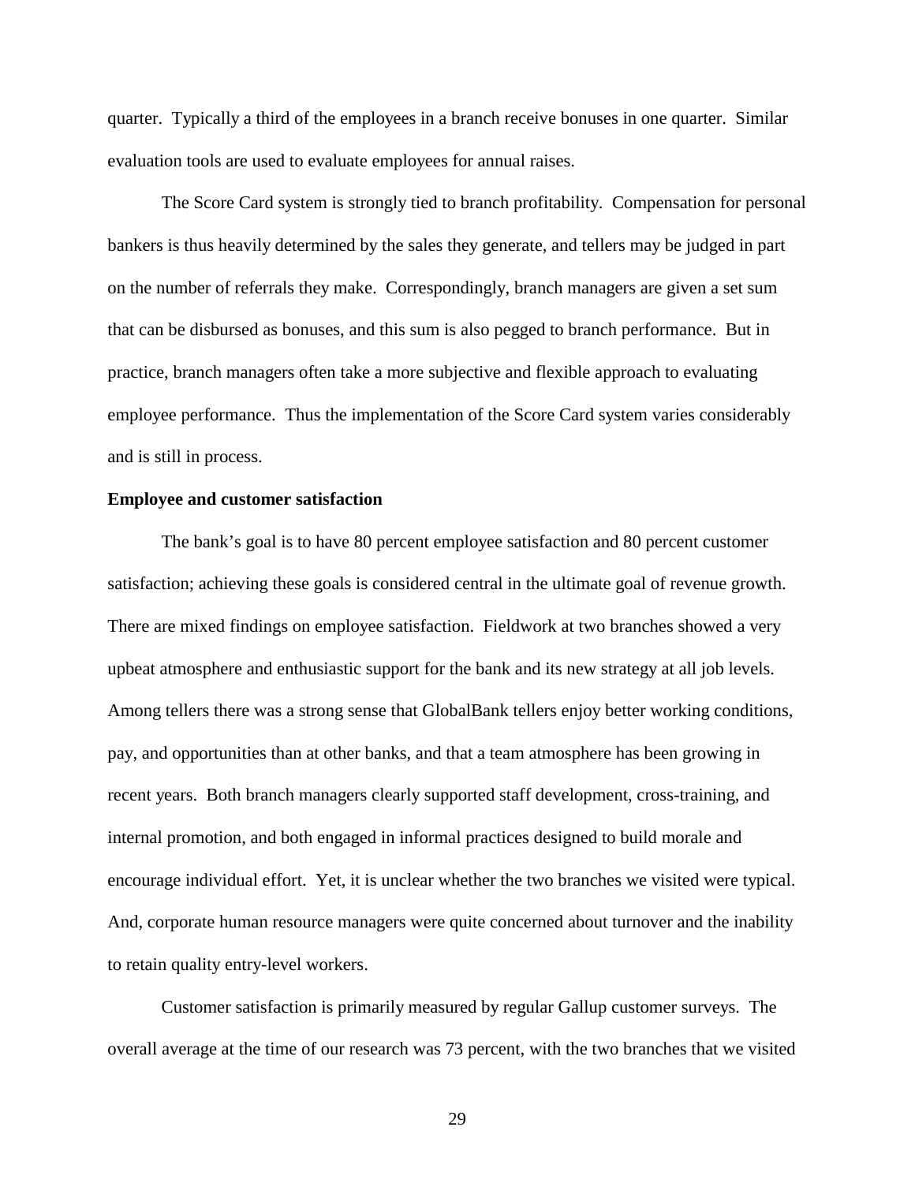quarter. Typically a third of the employees in a branch receive bonuses in one quarter. Similar evaluation tools are used to evaluate employees for annual raises.

The Score Card system is strongly tied to branch profitability. Compensation for personal bankers is thus heavily determined by the sales they generate, and tellers may be judged in part on the number of referrals they make. Correspondingly, branch managers are given a set sum that can be disbursed as bonuses, and this sum is also pegged to branch performance. But in practice, branch managers often take a more subjective and flexible approach to evaluating employee performance. Thus the implementation of the Score Card system varies considerably and is still in process.

**Employee and customer satisfaction**

The bank's goal is to have 80 percent employee satisfaction and 80 percent customer satisfaction; achieving these goals is considered central in the ultimate goal of revenue growth. There are mixed findings on employee satisfaction. Fieldwork at two branches showed a very upbeat atmosphere and enthusiastic support for the bank and its new strategy at all job levels. Among tellers there was a strong sense that GlobalBank tellers enjoy better working conditions, pay, and opportunities than at other banks, and that a team atmosphere has been growing in recent years. Both branch managers clearly supported staff development, cross-training, and internal promotion, and both engaged in informal practices designed to build morale and encourage individual effort. Yet, it is unclear whether the two branches we visited were typical. And, corporate human resource managers were quite concerned about turnover and the inability to retain quality entry-level workers.

Customer satisfaction is primarily measured by regular Gallup customer surveys. The overall average at the time of our research was 73 percent, with the two branches that we visited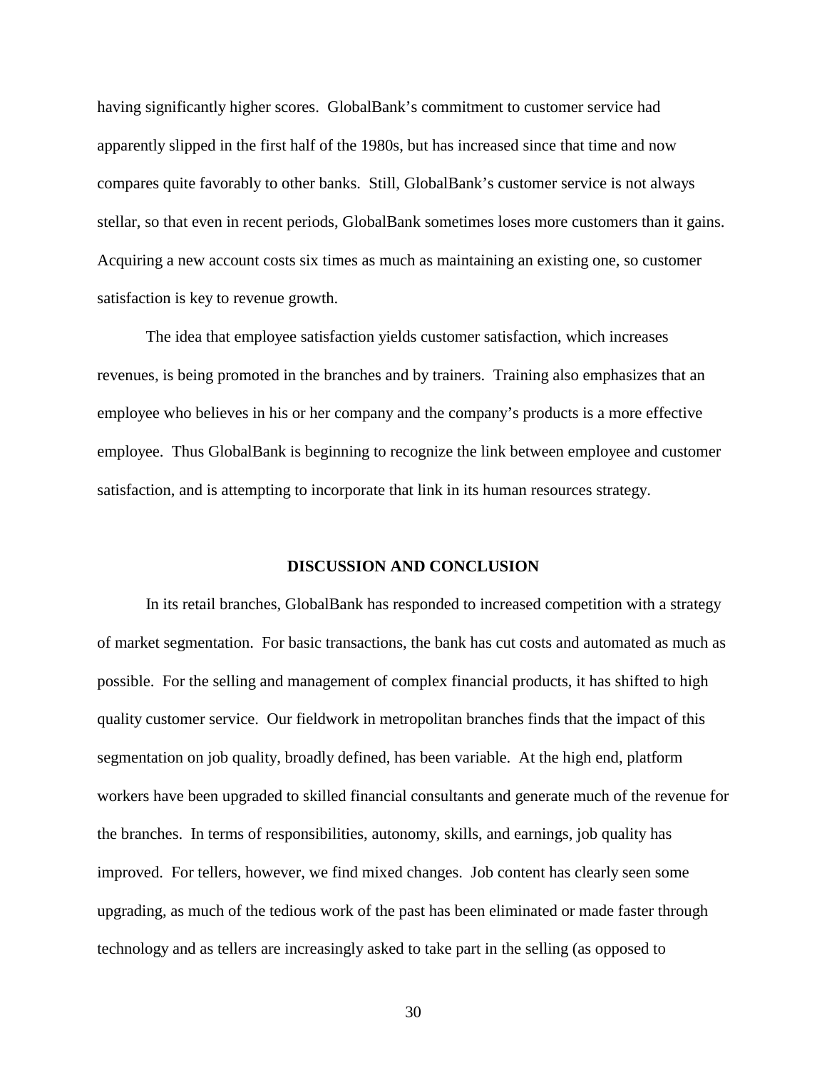having significantly higher scores. GlobalBank's commitment to customer service had apparently slipped in the first half of the 1980s, but has increased since that time and now compares quite favorably to other banks. Still, GlobalBank's customer service is not always stellar, so that even in recent periods, GlobalBank sometimes loses more customers than it gains. Acquiring a new account costs six times as much as maintaining an existing one, so customer satisfaction is key to revenue growth.

The idea that employee satisfaction yields customer satisfaction, which increases revenues, is being promoted in the branches and by trainers. Training also emphasizes that an employee who believes in his or her company and the company's products is a more effective employee. Thus GlobalBank is beginning to recognize the link between employee and customer satisfaction, and is attempting to incorporate that link in its human resources strategy.

## DISCUSSION AND CONCLUSION

In its retail branches, GlobalBank has responded to increased competition with a strategy of market segmentation. For basic transactions, the bank has cut costs and automated as much as possible. For the selling and management of complex financial products, it has shifted to high quality customer service. Our fieldwork in metropolitan branches finds that the impact of this segmentation on job quality, broadly defined, has been variable. At the high end, platform workers have been upgraded to skilled financial consultants and generate much of the revenue for the branches. In terms of responsibilities, autonomy, skills, and earnings, job quality has improved. For tellers, however, we find mixed changes. Job content has clearly seen some upgrading, as much of the tedious work of the past has been eliminated or made faster through technology and as tellers are increasingly asked to take part in the selling (as opposed to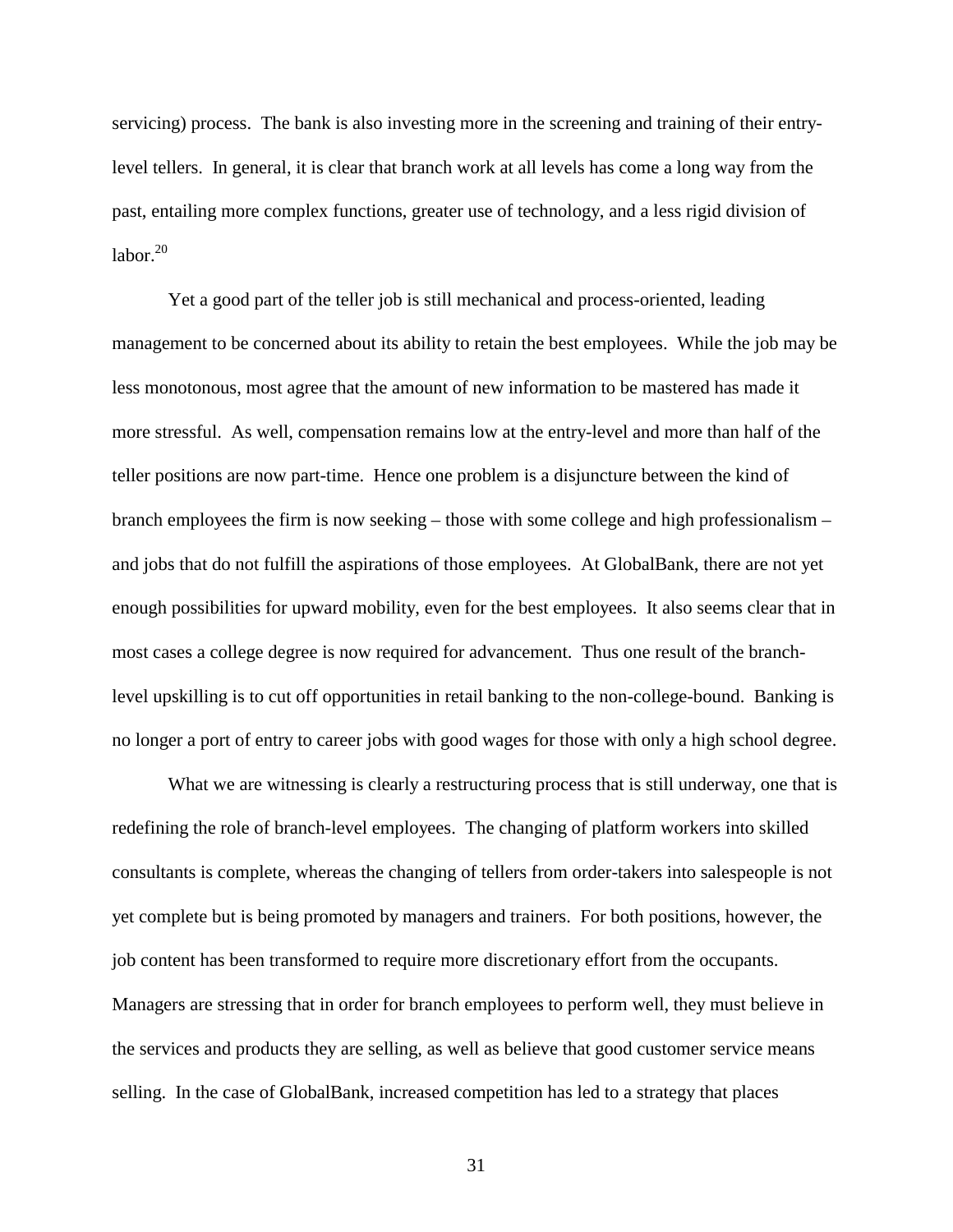servicing) process. The bank is also investing more in the screening and training of their entry-level tellers. In general, it is clear that branch work at all levels has come a long way from the past, entailing more complex functions, greater use of technology, and a less rigid division of labor.[20]

Yet a good part of the teller job is still mechanical and process-oriented, leading management to be concerned about its ability to retain the best employees. While the job may be less monotonous, most agree that the amount of new information to be mastered has made it more stressful. As well, compensation remains low at the entry-level and more than half of the teller positions are now part-time. Hence one problem is a disjuncture between the kind of branch employees the firm is now seeking – those with some college and high professionalism – and jobs that do not fulfill the aspirations of those employees. At GlobalBank, there are not yet enough possibilities for upward mobility, even for the best employees. It also seems clear that in most cases a college degree is now required for advancement. Thus one result of the branch-level upskilling is to cut off opportunities in retail banking to the non-college-bound. Banking is no longer a port of entry to career jobs with good wages for those with only a high school degree.

What we are witnessing is clearly a restructuring process that is still underway, one that is redefining the role of branch-level employees. The changing of platform workers into skilled consultants is complete, whereas the changing of tellers from order-takers into salespeople is not yet complete but is being promoted by managers and trainers. For both positions, however, the job content has been transformed to require more discretionary effort from the occupants. Managers are stressing that in order for branch employees to perform well, they must believe in the services and products they are selling, as well as believe that good customer service means selling. In the case of GlobalBank, increased competition has led to a strategy that places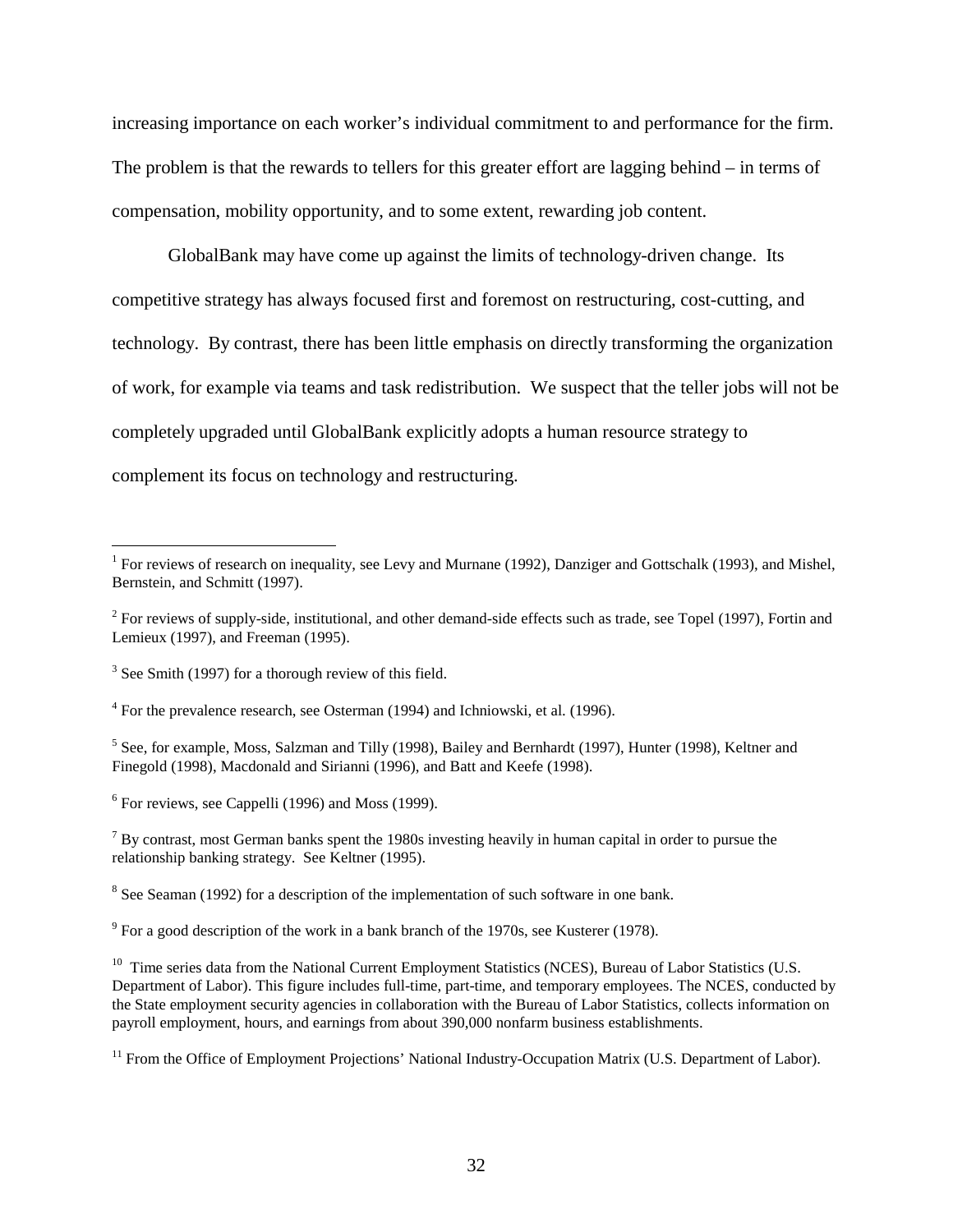increasing importance on each worker's individual commitment to and performance for the firm. The problem is that the rewards to tellers for this greater effort are lagging behind – in terms of compensation, mobility opportunity, and to some extent, rewarding job content.

GlobalBank may have come up against the limits of technology-driven change. Its competitive strategy has always focused first and foremost on restructuring, cost-cutting, and technology. By contrast, there has been little emphasis on directly transforming the organization of work, for example via teams and task redistribution. We suspect that the teller jobs will not be completely upgraded until GlobalBank explicitly adopts a human resource strategy to complement its focus on technology and restructuring.

---

[1] For reviews of research on inequality, see Levy and Murnane (1992), Danziger and Gottschalk (1993), and Mishel, Bernstein, and Schmitt (1997).

[2] For reviews of supply-side, institutional, and other demand-side effects such as trade, see Topel (1997), Fortin and Lemieux (1997), and Freeman (1995).

[3] See Smith (1997) for a thorough review of this field.

[4] For the prevalence research, see Osterman (1994) and Ichniowski, et al. (1996).

[5] See, for example, Moss, Salzman and Tilly (1998), Bailey and Bernhardt (1997), Hunter (1998), Keltner and Finegold (1998), Macdonald and Sirianni (1996), and Batt and Keefe (1998).

[6] For reviews, see Cappelli (1996) and Moss (1999).

[7] By contrast, most German banks spent the 1980s investing heavily in human capital in order to pursue the relationship banking strategy. See Keltner (1995).

[8] See Seaman (1992) for a description of the implementation of such software in one bank.

[9] For a good description of the work in a bank branch of the 1970s, see Kusterer (1978).

[10] Time series data from the National Current Employment Statistics (NCES), Bureau of Labor Statistics (U.S. Department of Labor). This figure includes full-time, part-time, and temporary employees. The NCES, conducted by the State employment security agencies in collaboration with the Bureau of Labor Statistics, collects information on payroll employment, hours, and earnings from about 390,000 nonfarm business establishments.

[11] From the Office of Employment Projections' National Industry-Occupation Matrix (U.S. Department of Labor).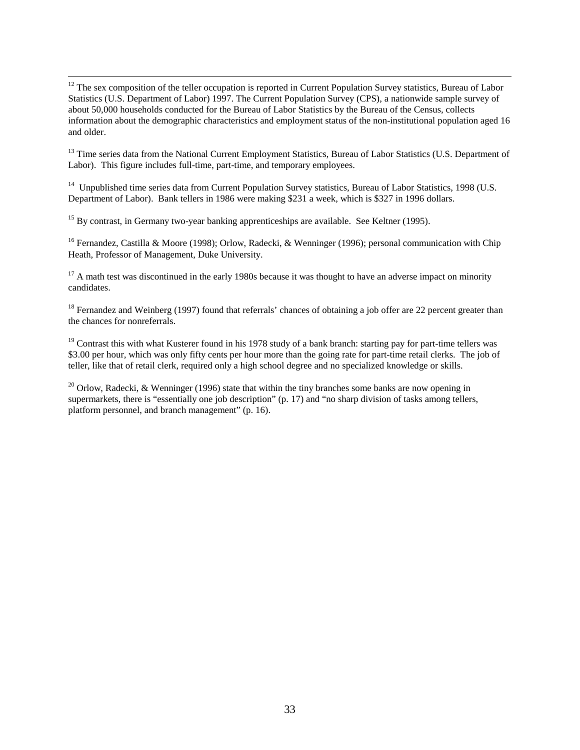[12] The sex composition of the teller occupation is reported in Current Population Survey statistics, Bureau of Labor Statistics (U.S. Department of Labor) 1997. The Current Population Survey (CPS), a nationwide sample survey of about 50,000 households conducted for the Bureau of Labor Statistics by the Bureau of the Census, collects information about the demographic characteristics and employment status of the non-institutional population aged 16 and older.

[13] Time series data from the National Current Employment Statistics, Bureau of Labor Statistics (U.S. Department of Labor). This figure includes full-time, part-time, and temporary employees.

[14] Unpublished time series data from Current Population Survey statistics, Bureau of Labor Statistics, 1998 (U.S. Department of Labor). Bank tellers in 1986 were making $231 a week, which is $327 in 1996 dollars.

[15] By contrast, in Germany two-year banking apprenticeships are available. See Keltner (1995).

[16] Fernandez, Castilla & Moore (1998); Orlow, Radecki, & Wenninger (1996); personal communication with Chip Heath, Professor of Management, Duke University.

[17] A math test was discontinued in the early 1980s because it was thought to have an adverse impact on minority candidates.

[18] Fernandez and Weinberg (1997) found that referrals' chances of obtaining a job offer are 22 percent greater than the chances for nonreferrals.

[19] Contrast this with what Kusterer found in his 1978 study of a bank branch: starting pay for part-time tellers was $3.00 per hour, which was only fifty cents per hour more than the going rate for part-time retail clerks. The job of teller, like that of retail clerk, required only a high school degree and no specialized knowledge or skills.

[20] Orlow, Radecki, & Wenninger (1996) state that within the tiny branches some banks are now opening in supermarkets, there is "essentially one job description" (p. 17) and "no sharp division of tasks among tellers, platform personnel, and branch management" (p. 16).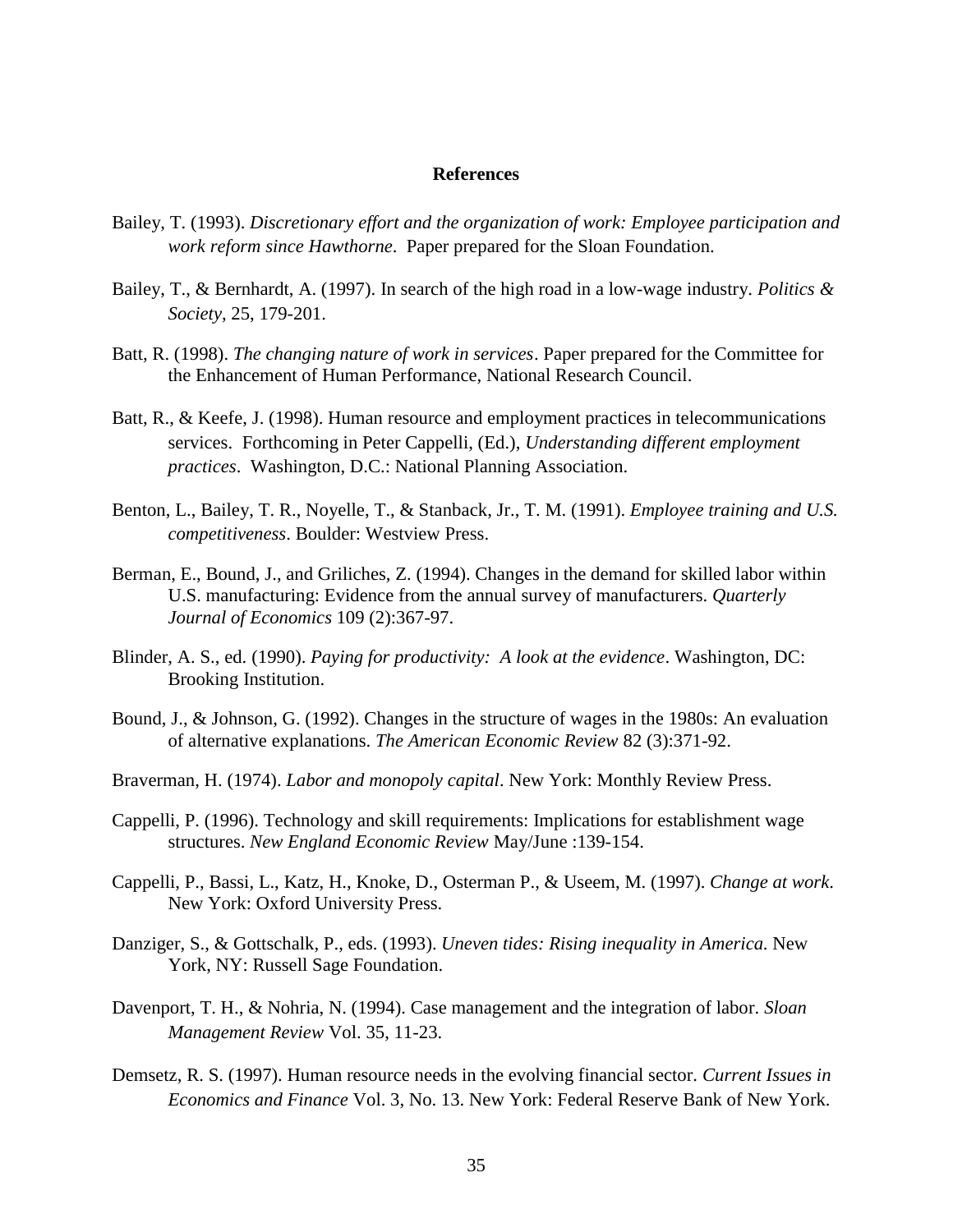## References

Bailey, T. (1993). *Discretionary effort and the organization of work: Employee participation and work reform since Hawthorne*. Paper prepared for the Sloan Foundation.

Bailey, T., & Bernhardt, A. (1997). In search of the high road in a low-wage industry. *Politics & Society*, 25, 179-201.

Batt, R. (1998). *The changing nature of work in services*. Paper prepared for the Committee for the Enhancement of Human Performance, National Research Council.

Batt, R., & Keefe, J. (1998). Human resource and employment practices in telecommunications services. Forthcoming in Peter Cappelli, (Ed.), *Understanding different employment practices*. Washington, D.C.: National Planning Association.

Benton, L., Bailey, T. R., Noyelle, T., & Stanback, Jr., T. M. (1991). *Employee training and U.S. competitiveness*. Boulder: Westview Press.

Berman, E., Bound, J., and Griliches, Z. (1994). Changes in the demand for skilled labor within U.S. manufacturing: Evidence from the annual survey of manufacturers. *Quarterly Journal of Economics* 109 (2):367-97.

Blinder, A. S., ed. (1990). *Paying for productivity: A look at the evidence*. Washington, DC: Brooking Institution.

Bound, J., & Johnson, G. (1992). Changes in the structure of wages in the 1980s: An evaluation of alternative explanations. *The American Economic Review* 82 (3):371-92.

Braverman, H. (1974). *Labor and monopoly capital*. New York: Monthly Review Press.

Cappelli, P. (1996). Technology and skill requirements: Implications for establishment wage structures. *New England Economic Review* May/June :139-154.

Cappelli, P., Bassi, L., Katz, H., Knoke, D., Osterman P., & Useem, M. (1997). *Change at work*. New York: Oxford University Press.

Danziger, S., & Gottschalk, P., eds. (1993). *Uneven tides: Rising inequality in America*. New York, NY: Russell Sage Foundation.

Davenport, T. H., & Nohria, N. (1994). Case management and the integration of labor. *Sloan Management Review* Vol. 35, 11-23.

Demsetz, R. S. (1997). Human resource needs in the evolving financial sector. *Current Issues in Economics and Finance* Vol. 3, No. 13. New York: Federal Reserve Bank of New York.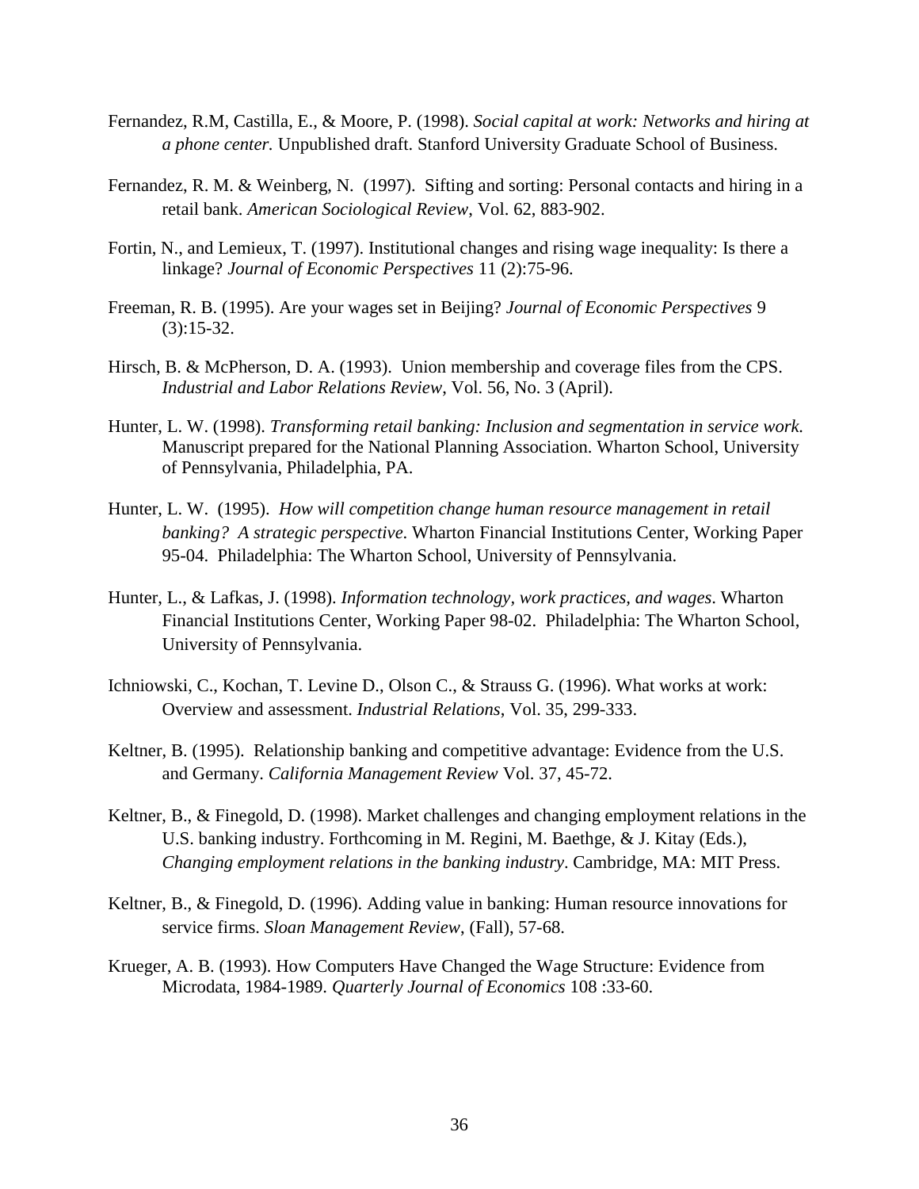Fernandez, R.M, Castilla, E., & Moore, P. (1998). *Social capital at work: Networks and hiring at a phone center.* Unpublished draft. Stanford University Graduate School of Business.

Fernandez, R. M. & Weinberg, N. (1997). Sifting and sorting: Personal contacts and hiring in a retail bank. *American Sociological Review,* Vol. 62, 883-902.

Fortin, N., and Lemieux, T. (1997). Institutional changes and rising wage inequality: Is there a linkage? *Journal of Economic Perspectives* 11 (2):75-96.

Freeman, R. B. (1995). Are your wages set in Beijing? *Journal of Economic Perspectives* 9 (3):15-32.

Hirsch, B. & McPherson, D. A. (1993). Union membership and coverage files from the CPS. *Industrial and Labor Relations Review*, Vol. 56, No. 3 (April).

Hunter, L. W. (1998). *Transforming retail banking: Inclusion and segmentation in service work.* Manuscript prepared for the National Planning Association. Wharton School, University of Pennsylvania, Philadelphia, PA.

Hunter, L. W. (1995). *How will competition change human resource management in retail banking? A strategic perspective*. Wharton Financial Institutions Center, Working Paper 95-04. Philadelphia: The Wharton School, University of Pennsylvania.

Hunter, L., & Lafkas, J. (1998). *Information technology, work practices, and wages*. Wharton Financial Institutions Center, Working Paper 98-02. Philadelphia: The Wharton School, University of Pennsylvania.

Ichniowski, C., Kochan, T. Levine D., Olson C., & Strauss G. (1996). What works at work: Overview and assessment. *Industrial Relations*, Vol. 35, 299-333.

Keltner, B. (1995). Relationship banking and competitive advantage: Evidence from the U.S. and Germany. *California Management Review* Vol. 37, 45-72.

Keltner, B., & Finegold, D. (1998). Market challenges and changing employment relations in the U.S. banking industry. Forthcoming in M. Regini, M. Baethge, & J. Kitay (Eds.), *Changing employment relations in the banking industry*. Cambridge, MA: MIT Press.

Keltner, B., & Finegold, D. (1996). Adding value in banking: Human resource innovations for service firms. *Sloan Management Review*, (Fall), 57-68.

Krueger, A. B. (1993). How Computers Have Changed the Wage Structure: Evidence from Microdata, 1984-1989. *Quarterly Journal of Economics* 108 :33-60.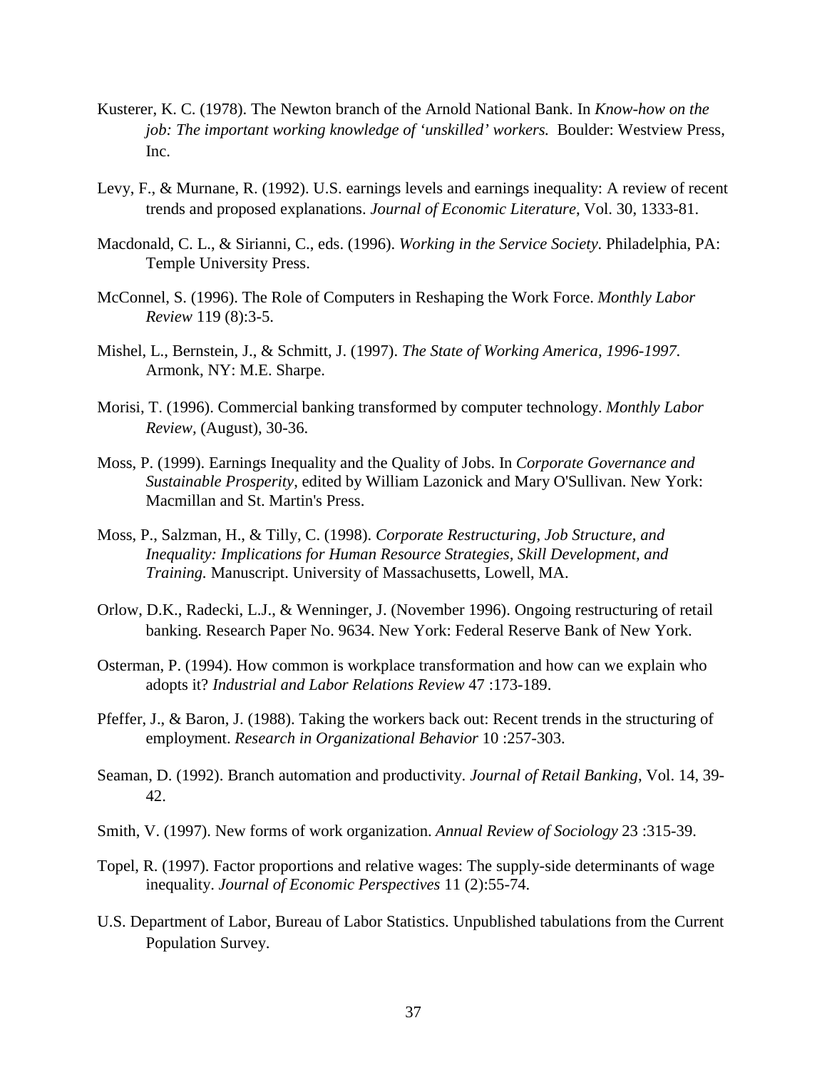Kusterer, K. C. (1978). The Newton branch of the Arnold National Bank. In *Know-how on the job: The important working knowledge of 'unskilled' workers.* Boulder: Westview Press, Inc.

Levy, F., & Murnane, R. (1992). U.S. earnings levels and earnings inequality: A review of recent trends and proposed explanations. *Journal of Economic Literature*, Vol. 30, 1333-81.

Macdonald, C. L., & Sirianni, C., eds. (1996). *Working in the Service Society.* Philadelphia, PA: Temple University Press.

McConnel, S. (1996). The Role of Computers in Reshaping the Work Force. *Monthly Labor Review* 119 (8):3-5.

Mishel, L., Bernstein, J., & Schmitt, J. (1997). *The State of Working America, 1996-1997.* Armonk, NY: M.E. Sharpe.

Morisi, T. (1996). Commercial banking transformed by computer technology. *Monthly Labor Review,* (August), 30-36.

Moss, P. (1999). Earnings Inequality and the Quality of Jobs. In *Corporate Governance and Sustainable Prosperity*, edited by William Lazonick and Mary O'Sullivan. New York: Macmillan and St. Martin's Press.

Moss, P., Salzman, H., & Tilly, C. (1998). *Corporate Restructuring, Job Structure, and Inequality: Implications for Human Resource Strategies, Skill Development, and Training.* Manuscript. University of Massachusetts, Lowell, MA.

Orlow, D.K., Radecki, L.J., & Wenninger, J. (November 1996). Ongoing restructuring of retail banking. Research Paper No. 9634. New York: Federal Reserve Bank of New York.

Osterman, P. (1994). How common is workplace transformation and how can we explain who adopts it? *Industrial and Labor Relations Review* 47 :173-189.

Pfeffer, J., & Baron, J. (1988). Taking the workers back out: Recent trends in the structuring of employment. *Research in Organizational Behavior* 10 :257-303.

Seaman, D. (1992). Branch automation and productivity. *Journal of Retail Banking*, Vol. 14, 39-42.

Smith, V. (1997). New forms of work organization. *Annual Review of Sociology* 23 :315-39.

Topel, R. (1997). Factor proportions and relative wages: The supply-side determinants of wage inequality. *Journal of Economic Perspectives* 11 (2):55-74.

U.S. Department of Labor, Bureau of Labor Statistics. Unpublished tabulations from the Current Population Survey.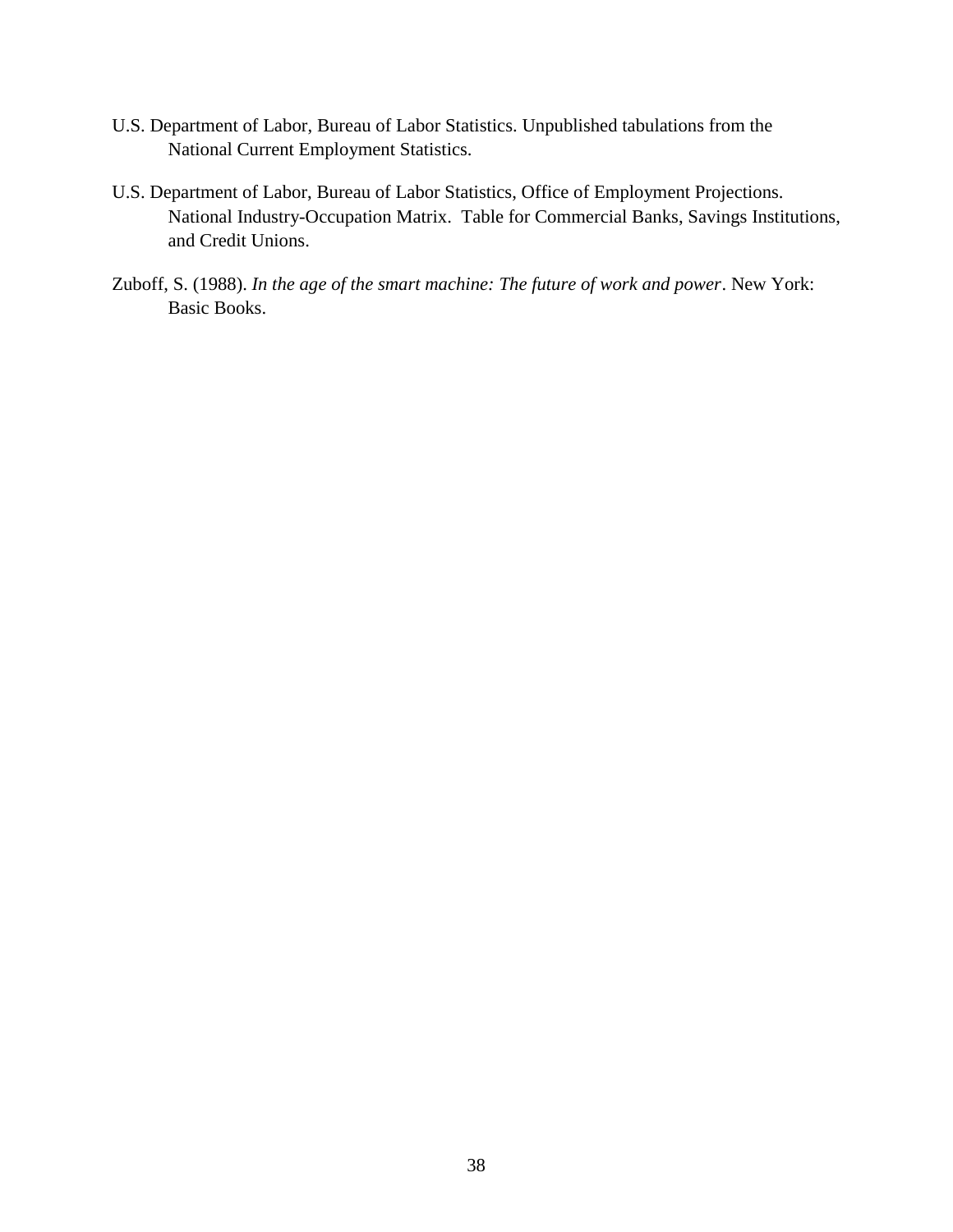U.S. Department of Labor, Bureau of Labor Statistics. Unpublished tabulations from the National Current Employment Statistics.

U.S. Department of Labor, Bureau of Labor Statistics, Office of Employment Projections. National Industry-Occupation Matrix. Table for Commercial Banks, Savings Institutions, and Credit Unions.

Zuboff, S. (1988). *In the age of the smart machine: The future of work and power*. New York: Basic Books.